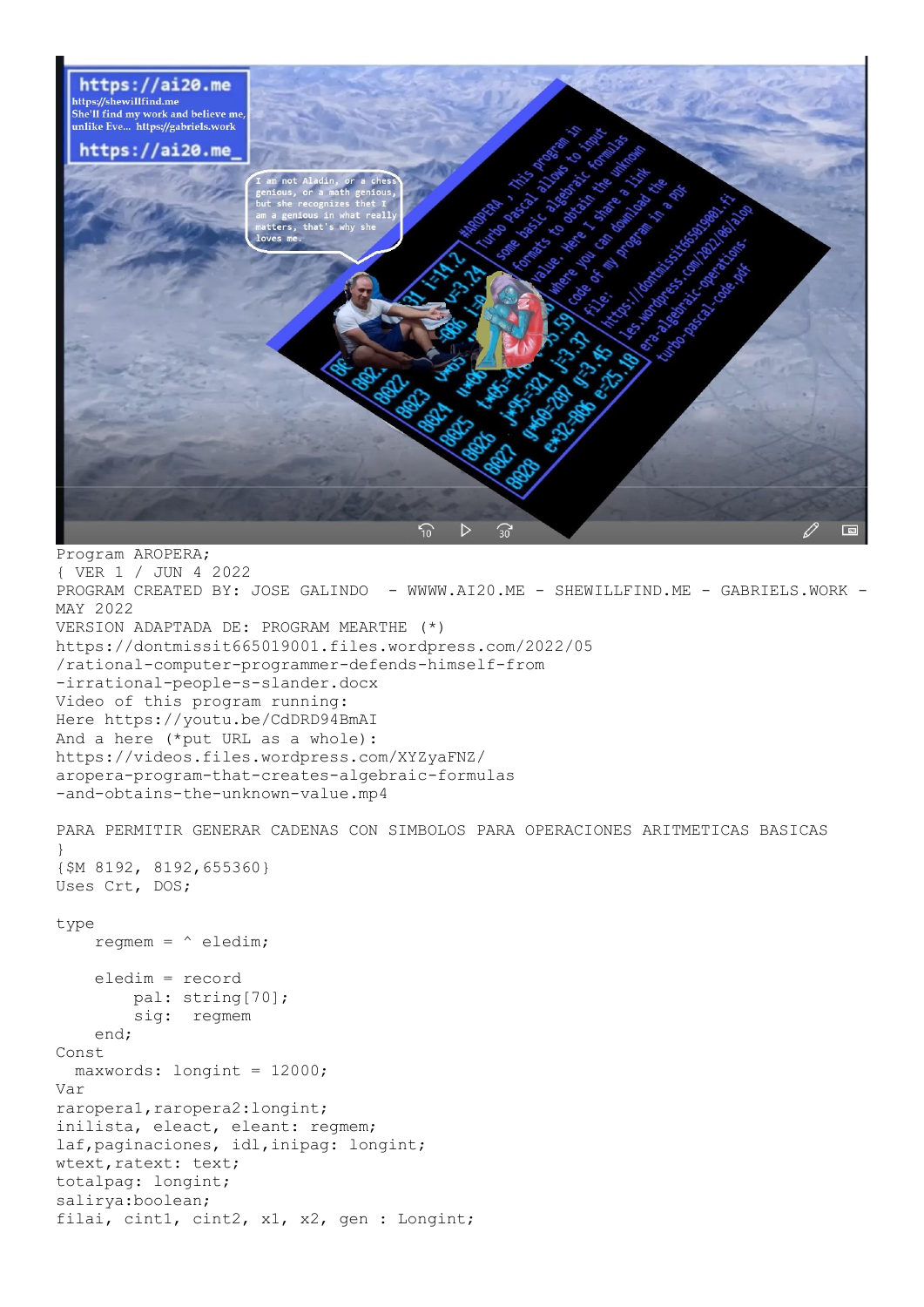```
Program AROPERA;
{ VER 1 / JUN 4 2022
PROGRAM CREATED BY: JOSE GALINDO  - WWWW.AI20.ME - SHEWILLFIND.ME - GABRIELS.WORK -
MAY 2022
VERSION ADAPTADA DE: PROGRAM MEARTHE (*)
https://dontmissit665019001.files.wordpress.com/2022/05
/rational-computer-programmer-defends-himself-from
-irrational-people-s-slander.docx
Video of this program running:
Here https://youtu.be/CdDRD94BmAI
And a here (*put URL as a whole):
https://videos.files.wordpress.com/XYZyaFNZ/
aropera-program-that-creates-algebraic-formulas
-and-obtains-the-unknown-value.mp4

PARA PERMITIR GENERAR CADENAS CON SIMBOLOS PARA OPERACIONES ARITMETICAS BASICAS
}
{$M 8192, 8192,655360}
Uses Crt, DOS;

type
    regmem = ^ eledim;

    eledim = record
        pal: string[70];
        sig:  regmem
    end;
Const
  maxwords: longint = 12000;
Var
raropera1,raropera2:longint;
inilista, eleact, eleant: regmem;
laf,paginaciones, idl,inipag: longint;
wtext,ratext: text;
totalpag: longint;
salirya:boolean;
filai, cint1, cint2, x1, x2, gen : Longint;
```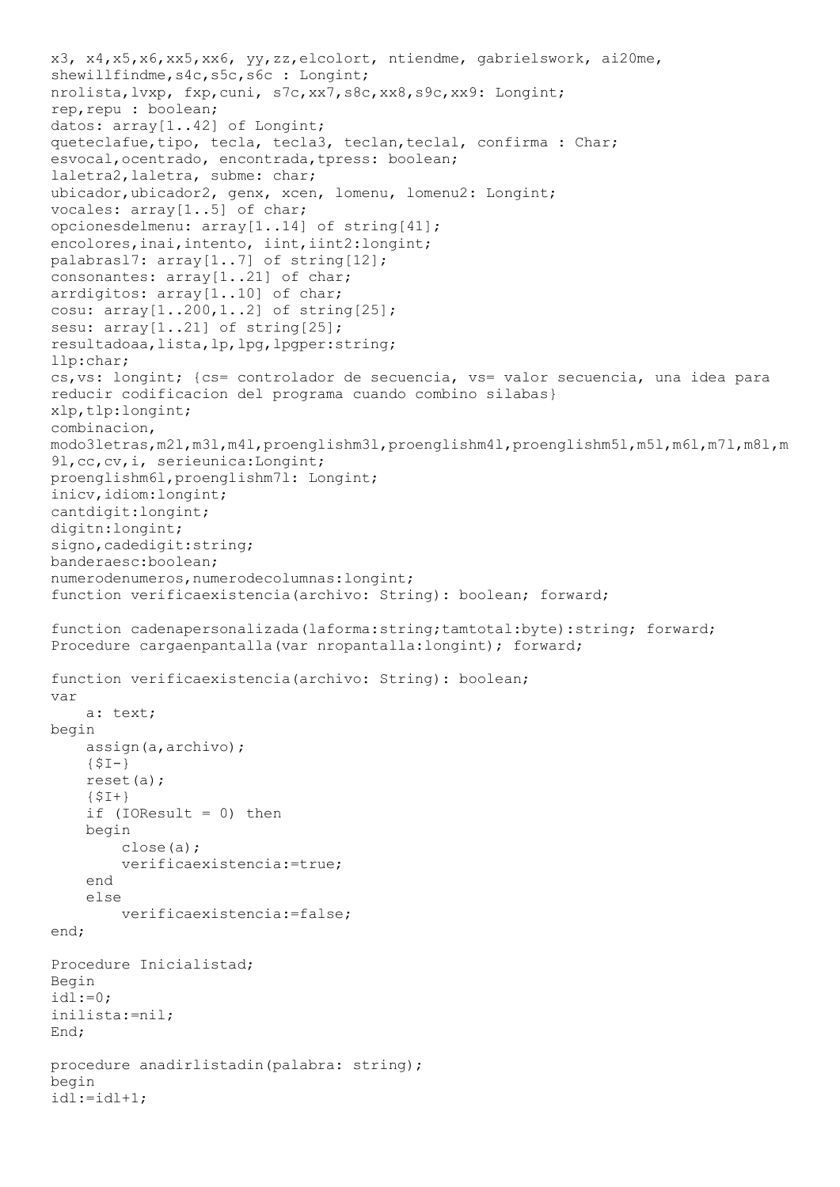```
x3, x4,x5,x6,xx5,xx6, yy,zz,elcolort, ntiendme, gabrielswork, ai20me,
shewillfindme,s4c,s5c,s6c : Longint;
nrolista,lvxp, fxp,cuni, s7c,xx7,s8c,xx8,s9c,xx9: Longint;
rep,repu : boolean;
datos: array[1..42] of Longint;
queteclafue,tipo, tecla, tecla3, teclan,teclal, confirma : Char;
esvocal,ocentrado, encontrada,tpress: boolean;
laletra2,laletra, subme: char;
ubicador,ubicador2, genx, xcen, lomenu, lomenu2: Longint;
vocales: array[1..5] of char;
opcionesdelmenu: array[1..14] of string[41];
encolores,inai,intento, iint,iint2:longint;
palabrasl7: array[1..7] of string[12];
consonantes: array[1..21] of char;
arrdigitos: array[1..10] of char;
cosu: array[1..200,1..2] of string[25];
sesu: array[1..21] of string[25];
resultadoaa,lista,lp,lpg,lpgper:string;
llp:char;
cs,vs: longint; {cs= controlador de secuencia, vs= valor secuencia, una idea para
reducir codificacion del programa cuando combino silabas}
xlp,tlp:longint;
combinacion,
modo3letras,m2l,m3l,m4l,proenglishm3l,proenglishm4l,proenglishm5l,m5l,m6l,m7l,m8l,m
9l,cc,cv,i, serieunica:Longint;
proenglishm6l,proenglishm7l: Longint;
inicv,idiom:longint;
cantdigit:longint;
digitn:longint;
signo,cadedigit:string;
banderaesc:boolean;
numerodenumeros,numerodecolumnas:longint;
function verificaexistencia(archivo: String): boolean; forward;

function cadenapersonalizada(laforma:string;tamtotal:byte):string; forward;
Procedure cargaenpantalla(var nropantalla:longint); forward;

function verificaexistencia(archivo: String): boolean;
var
    a: text;
begin
    assign(a,archivo);
    {$I-}
    reset(a);
    {$I+}
    if (IOResult = 0) then
    begin
        close(a);
        verificaexistencia:=true;
    end
    else
        verificaexistencia:=false;
end;

Procedure Inicialistad;
Begin
idl:=0;
inilista:=nil;
End;

procedure anadirlistadin(palabra: string);
begin
idl:=idl+1;
```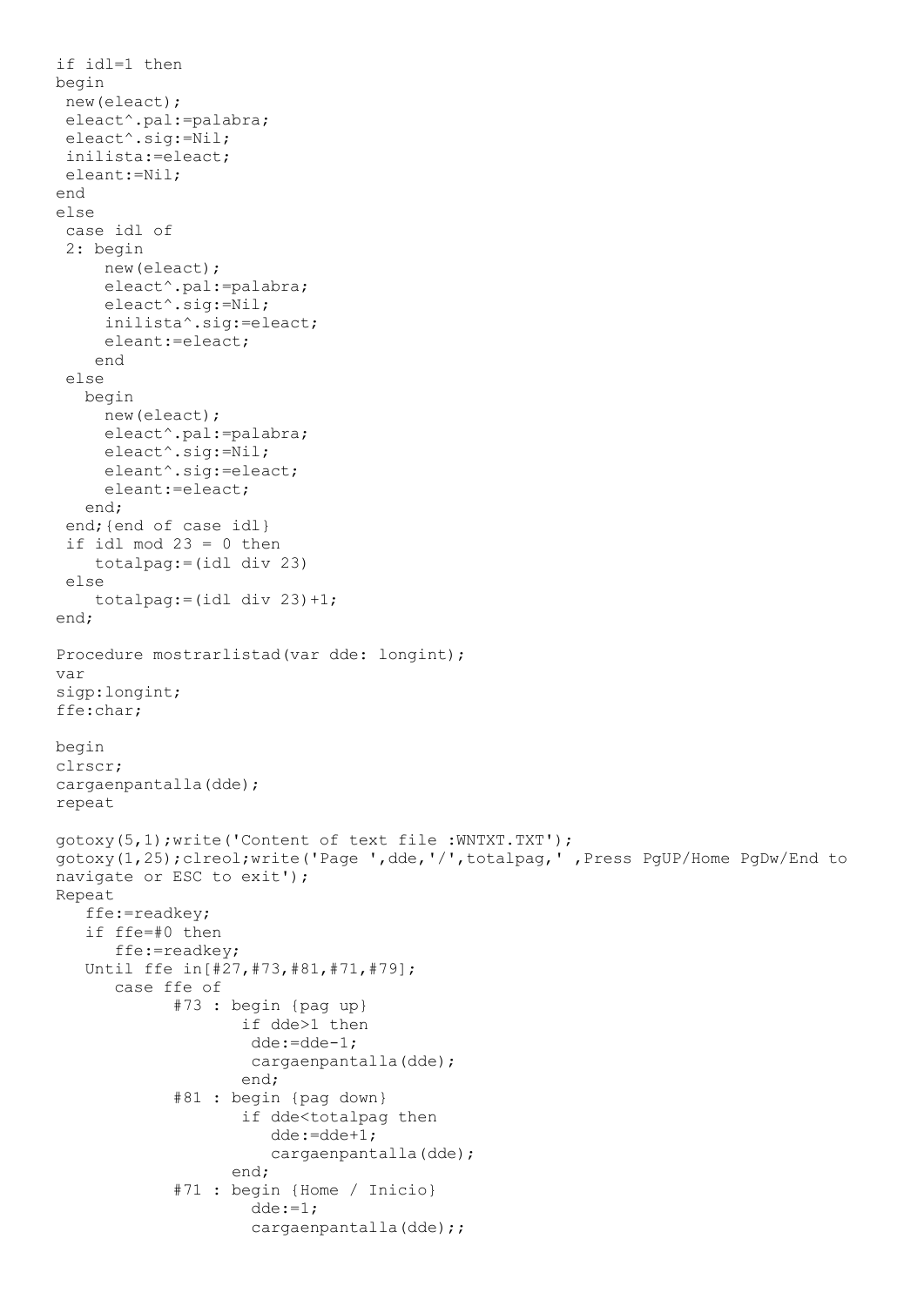```
if idl=1 then
begin
 new(eleact);
 eleact^.pal:=palabra;
 eleact^.sig:=Nil;
 inilista:=eleact;
 eleant:=Nil;
end
else
 case idl of
 2: begin
     new(eleact);
     eleact^.pal:=palabra;
     eleact^.sig:=Nil;
     inilista^.sig:=eleact;
     eleant:=eleact;
    end
 else
   begin
     new(eleact);
     eleact^.pal:=palabra;
     eleact^.sig:=Nil;
     eleant^.sig:=eleact;
     eleant:=eleact;
   end;
 end;{end of case idl}
 if idl mod 23 = 0 then
    totalpag:=(idl div 23)
 else
    totalpag:=(idl div 23)+1;
end;

Procedure mostrarlistad(var dde: longint);
var
sigp:longint;
ffe:char;

begin
clrscr;
cargaenpantalla(dde);
repeat

gotoxy(5,1);write('Content of text file :WNTXT.TXT');
gotoxy(1,25);clreol;write('Page ',dde,'/',totalpag,' ,Press PgUP/Home PgDw/End to
navigate or ESC to exit');
Repeat
   ffe:=readkey;
   if ffe=#0 then
      ffe:=readkey;
   Until ffe in[#27,#73,#81,#71,#79];
      case ffe of
            #73 : begin {pag up}
                   if dde>1 then
                    dde:=dde-1;
                    cargaenpantalla(dde);
                   end;
            #81 : begin {pag down}
                   if dde<totalpag then
                      dde:=dde+1;
                      cargaenpantalla(dde);
                  end;
            #71 : begin {Home / Inicio}
                    dde:=1;
                    cargaenpantalla(dde);;
```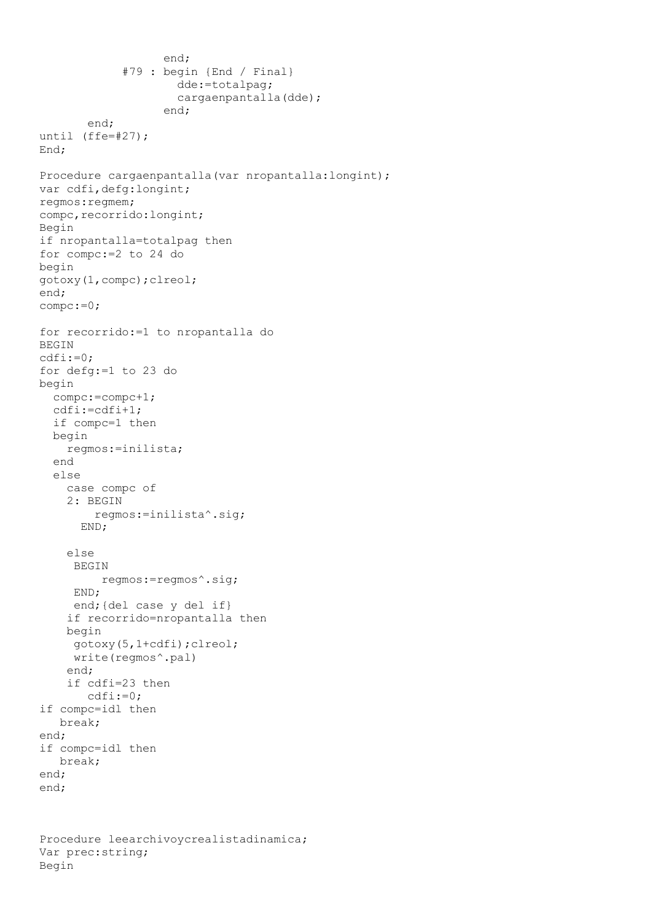```
                  end;
            #79 : begin {End / Final}
                    dde:=totalpag;
                    cargaenpantalla(dde);
                  end;
       end;
until (ffe=#27);
End;

Procedure cargaenpantalla(var nropantalla:longint);
var cdfi,defg:longint;
regmos:regmem;
compc,recorrido:longint;
Begin
if nropantalla=totalpag then
for compc:=2 to 24 do
begin
gotoxy(1,compc);clreol;
end;
compc:=0;

for recorrido:=1 to nropantalla do
BEGIN
cdfi:=0;
for defg:=1 to 23 do
begin
  compc:=compc+1;
  cdfi:=cdfi+1;
  if compc=1 then
  begin
    regmos:=inilista;
  end
  else
    case compc of
    2: BEGIN
        regmos:=inilista^.sig;
      END;

    else
     BEGIN
         regmos:=regmos^.sig;
     END;
     END;{del case y del if}
    if recorrido=nropantalla then
    begin
     gotoxy(5,1+cdfi);clreol;
     write(regmos^.pal)
    end;
    if cdfi=23 then
       cdfi:=0;
if compc=idl then
   break;
end;
if compc=idl then
   break;
end;
end;



Procedure leearchivoycrealistadinamica;
Var prec:string;
Begin
```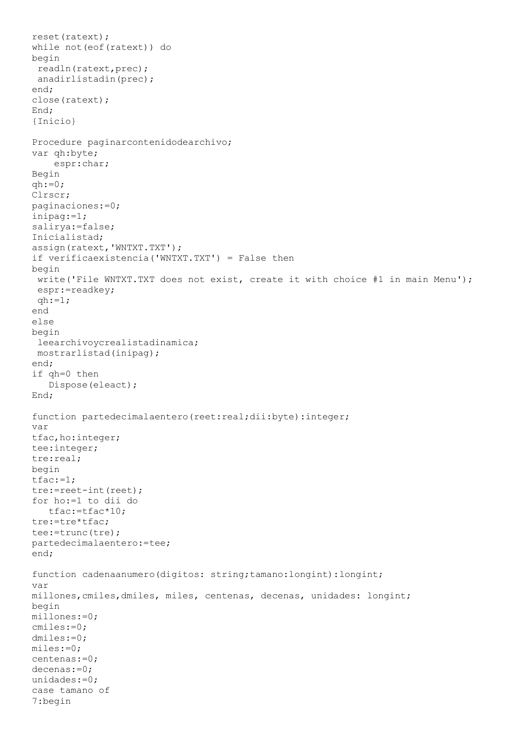```
reset(ratext);
while not(eof(ratext)) do
begin
 readln(ratext,prec);
 anadirlistadin(prec);
end;
close(ratext);
End;
{Inicio}

Procedure paginarcontenidodearchivo;
var qh:byte;
    espr:char;
Begin
qh:=0;
Clrscr;
paginaciones:=0;
inipag:=1;
salirya:=false;
Inicialistad;
assign(ratext,'WNTXT.TXT');
if verificaexistencia('WNTXT.TXT') = False then
begin
 write('File WNTXT.TXT does not exist, create it with choice #1 in main Menu');
 espr:=readkey;
 qh:=1;
end
else
begin
 leearchivoycrealistadinamica;
 mostrarlistad(inipag);
end;
if qh=0 then
   Dispose(eleact);
End;

function partedecimalaentero(reet:real;dii:byte):integer;
var
tfac,ho:integer;
tee:integer;
tre:real;
begin
tfac:=1;
tre:=reet-int(reet);
for ho:=1 to dii do
   tfac:=tfac*10;
tre:=tre*tfac;
tee:=trunc(tre);
partedecimalaentero:=tee;
end;

function cadenaanumero(digitos: string;tamano:longint):longint;
var
millones,cmiles,dmiles, miles, centenas, decenas, unidades: longint;
begin
millones:=0;
cmiles:=0;
dmiles:=0;
miles:=0;
centenas:=0;
decenas:=0;
unidades:=0;
case tamano of
7:begin
```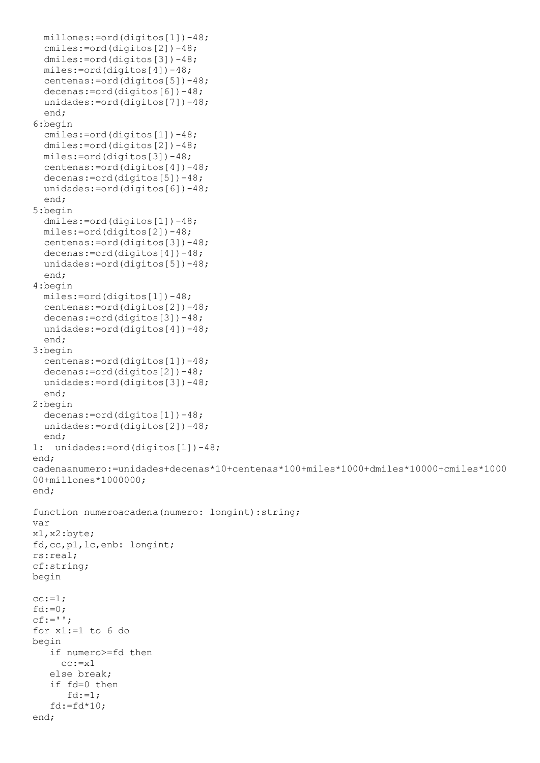```
  millones:=ord(digitos[1])-48;
  cmiles:=ord(digitos[2])-48;
  dmiles:=ord(digitos[3])-48;
  miles:=ord(digitos[4])-48;
  centenas:=ord(digitos[5])-48;
  decenas:=ord(digitos[6])-48;
  unidades:=ord(digitos[7])-48;
  end;
6:begin
  cmiles:=ord(digitos[1])-48;
  dmiles:=ord(digitos[2])-48;
  miles:=ord(digitos[3])-48;
  centenas:=ord(digitos[4])-48;
  decenas:=ord(digitos[5])-48;
  unidades:=ord(digitos[6])-48;
  end;
5:begin
  dmiles:=ord(digitos[1])-48;
  miles:=ord(digitos[2])-48;
  centenas:=ord(digitos[3])-48;
  decenas:=ord(digitos[4])-48;
  unidades:=ord(digitos[5])-48;
  end;
4:begin
  miles:=ord(digitos[1])-48;
  centenas:=ord(digitos[2])-48;
  decenas:=ord(digitos[3])-48;
  unidades:=ord(digitos[4])-48;
  end;
3:begin
  centenas:=ord(digitos[1])-48;
  decenas:=ord(digitos[2])-48;
  unidades:=ord(digitos[3])-48;
  end;
2:begin
  decenas:=ord(digitos[1])-48;
  unidades:=ord(digitos[2])-48;
  end;
1:  unidades:=ord(digitos[1])-48;
end;
cadenaanumero:=unidades+decenas*10+centenas*100+miles*1000+dmiles*10000+cmiles*1000
00+millones*1000000;
end;

function numeroacadena(numero: longint):string;
var
x1,x2:byte;
fd,cc,p1,lc,enb: longint;
rs:real;
cf:string;
begin

cc:=1;
fd:=0;
cf:='';
for x1:=1 to 6 do
begin
   if numero>=fd then
     cc:=x1
   else break;
   if fd=0 then
      fd:=1;
   fd:=fd*10;
end;
```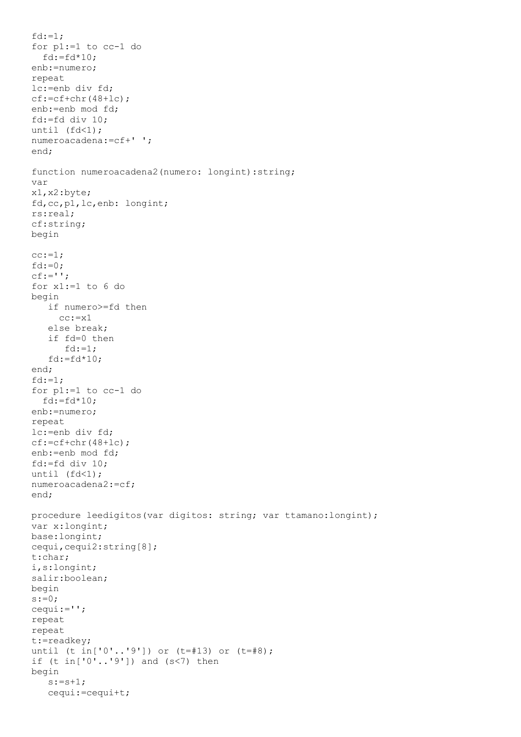```
fd:=1;
for p1:=1 to cc-1 do
  fd:=fd*10;
enb:=numero;
repeat
lc:=enb div fd;
cf:=cf+chr(48+lc);
enb:=enb mod fd;
fd:=fd div 10;
until (fd<1);
numeroacadena:=cf+' ';
end;

function numeroacadena2(numero: longint):string;
var
x1,x2:byte;
fd,cc,p1,lc,enb: longint;
rs:real;
cf:string;
begin

cc:=1;
fd:=0;
cf:='';
for x1:=1 to 6 do
begin
   if numero>=fd then
     cc:=x1
   else break;
   if fd=0 then
      fd:=1;
   fd:=fd*10;
end;
fd:=1;
for p1:=1 to cc-1 do
  fd:=fd*10;
enb:=numero;
repeat
lc:=enb div fd;
cf:=cf+chr(48+lc);
enb:=enb mod fd;
fd:=fd div 10;
until (fd<1);
numeroacadena2:=cf;
end;

procedure leedigitos(var digitos: string; var ttamano:longint);
var x:longint;
base:longint;
cequi,cequi2:string[8];
t:char;
i,s:longint;
salir:boolean;
begin
s:=0;
cequi:='';
repeat
repeat
t:=readkey;
until (t in['0'..'9']) or (t=#13) or (t=#8);
if (t in['0'..'9']) and (s<7) then
begin
   s:=s+1;
   cequi:=cequi+t;
```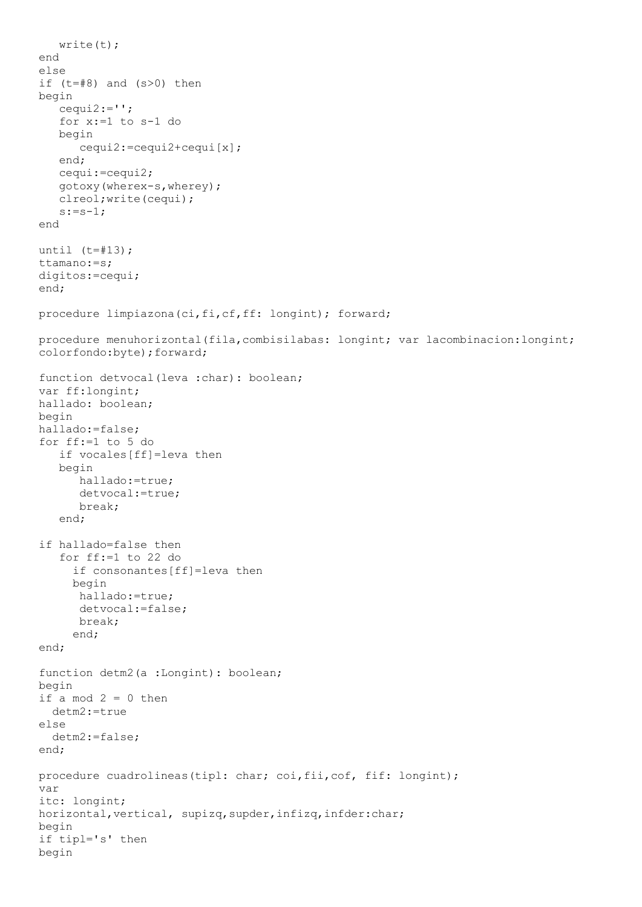```
   write(t);
end
else
if (t=#8) and (s>0) then
begin
   cequi2:='';
   for x:=1 to s-1 do
   begin
      cequi2:=cequi2+cequi[x];
   end;
   cequi:=cequi2;
   gotoxy(wherex-s,wherey);
   clreol;write(cequi);
   s:=s-1;
end

until (t=#13);
ttamano:=s;
digitos:=cequi;
end;

procedure limpiazona(ci,fi,cf,ff: longint); forward;

procedure menuhorizontal(fila,combisilabas: longint; var lacombinacion:longint;
colorfondo:byte);forward;

function detvocal(leva :char): boolean;
var ff:longint;
hallado: boolean;
begin
hallado:=false;
for ff:=1 to 5 do
   if vocales[ff]=leva then
   begin
      hallado:=true;
      detvocal:=true;
      break;
   end;

if hallado=false then
   for ff:=1 to 22 do
     if consonantes[ff]=leva then
     begin
      hallado:=true;
      detvocal:=false;
      break;
     end;
end;

function detm2(a :Longint): boolean;
begin
if a mod 2 = 0 then
  detm2:=true
else
  detm2:=false;
end;

procedure cuadrolineas(tipl: char; coi,fii,cof, fif: longint);
var
itc: longint;
horizontal,vertical, supizq,supder,infizq,infder:char;
begin
if tipl='s' then
begin
```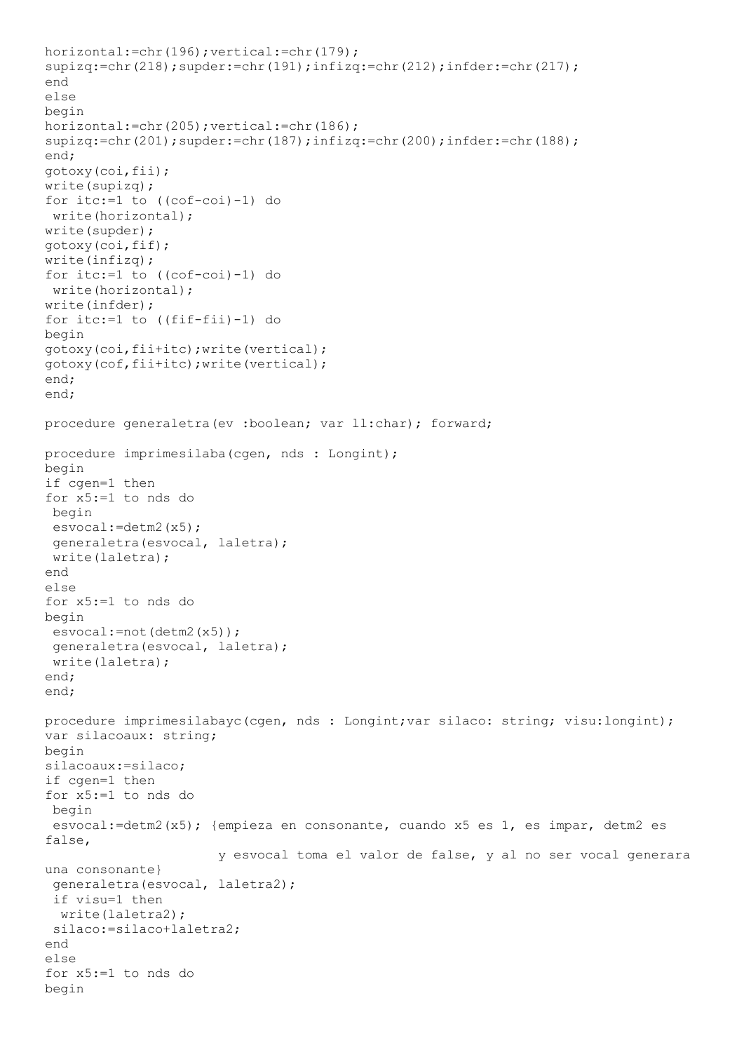```
horizontal:=chr(196);vertical:=chr(179);
supizq:=chr(218);supder:=chr(191);infizq:=chr(212);infder:=chr(217);
end
else
begin
horizontal:=chr(205);vertical:=chr(186);
supizq:=chr(201);supder:=chr(187);infizq:=chr(200);infder:=chr(188);
end;
gotoxy(coi,fii);
write(supizq);
for itc:=1 to ((cof-coi)-1) do
 write(horizontal);
write(supder);
gotoxy(coi,fif);
write(infizq);
for itc:=1 to ((cof-coi)-1) do
 write(horizontal);
write(infder);
for itc:=1 to ((fif-fii)-1) do
begin
gotoxy(coi,fii+itc);write(vertical);
gotoxy(cof,fii+itc);write(vertical);
end;
end;

procedure generaletra(ev :boolean; var ll:char); forward;

procedure imprimesilaba(cgen, nds : Longint);
begin
if cgen=1 then
for x5:=1 to nds do
 begin
 esvocal:=detm2(x5);
 generaletra(esvocal, laletra);
 write(laletra);
end
else
for x5:=1 to nds do
begin
 esvocal:=not(detm2(x5));
 generaletra(esvocal, laletra);
 write(laletra);
end;
end;

procedure imprimesilabayc(cgen, nds : Longint;var silaco: string; visu:longint);
var silacoaux: string;
begin
silacoaux:=silaco;
if cgen=1 then
for x5:=1 to nds do
 begin
 esvocal:=detm2(x5); {empieza en consonante, cuando x5 es 1, es impar, detm2 es
false,
                       y esvocal toma el valor de false, y al no ser vocal generara
una consonante}
 generaletra(esvocal, laletra2);
 if visu=1 then
  write(laletra2);
 silaco:=silaco+laletra2;
end
else
for x5:=1 to nds do
begin
```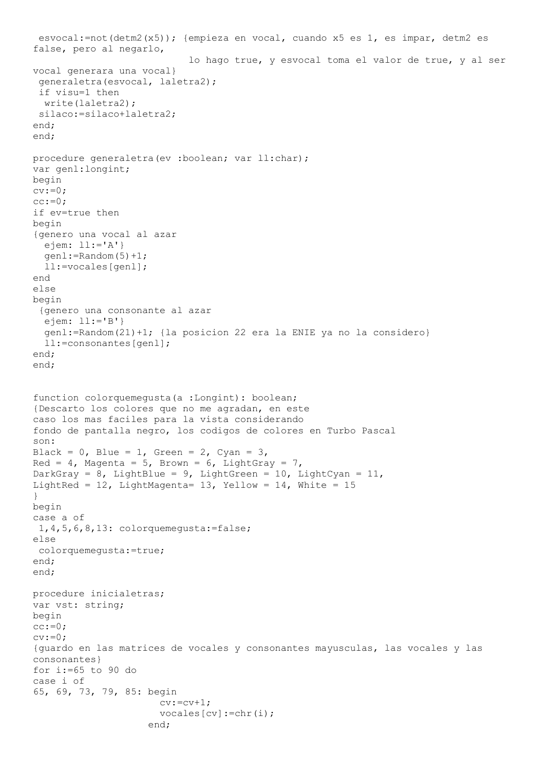```
 esvocal:=not(detm2(x5)); {empieza en vocal, cuando x5 es 1, es impar, detm2 es
false, pero al negarlo,
                            lo hago true, y esvocal toma el valor de true, y al ser
vocal generara una vocal}
 generaletra(esvocal, laletra2);
 if visu=1 then
  write(laletra2);
 silaco:=silaco+laletra2;
end;
end;

procedure generaletra(ev :boolean; var ll:char);
var genl:longint;
begin
cv:=0;
cc:=0;
if ev=true then
begin
{genero una vocal al azar
  ejem: ll:='A'}
  genl:=Random(5)+1;
  ll:=vocales[genl];
end
else
begin
 {genero una consonante al azar
  ejem: ll:='B'}
  genl:=Random(21)+1; {la posicion 22 era la ENIE ya no la considero}
  ll:=consonantes[genl];
end;
end;


function colorquemegusta(a :Longint): boolean;
{Descarto los colores que no me agradan, en este
caso los mas faciles para la vista considerando
fondo de pantalla negro, los codigos de colores en Turbo Pascal
son:
Black = 0, Blue = 1, Green = 2, Cyan = 3,
Red = 4, Magenta = 5, Brown = 6, LightGray = 7,
DarkGray = 8, LightBlue = 9, LightGreen = 10, LightCyan = 11,
LightRed = 12, LightMagenta= 13, Yellow = 14, White = 15
}
begin
case a of
 1,4,5,6,8,13: colorquemegusta:=false;
else
 colorquemegusta:=true;
end;
end;

procedure inicialetras;
var vst: string;
begin
cc:=0;
cv:=0;
{guardo en las matrices de vocales y consonantes mayusculas, las vocales y las
consonantes}
for i:=65 to 90 do
case i of
65, 69, 73, 79, 85: begin
                      cv:=cv+1;
                      vocales[cv]:=chr(i);
                     end;
```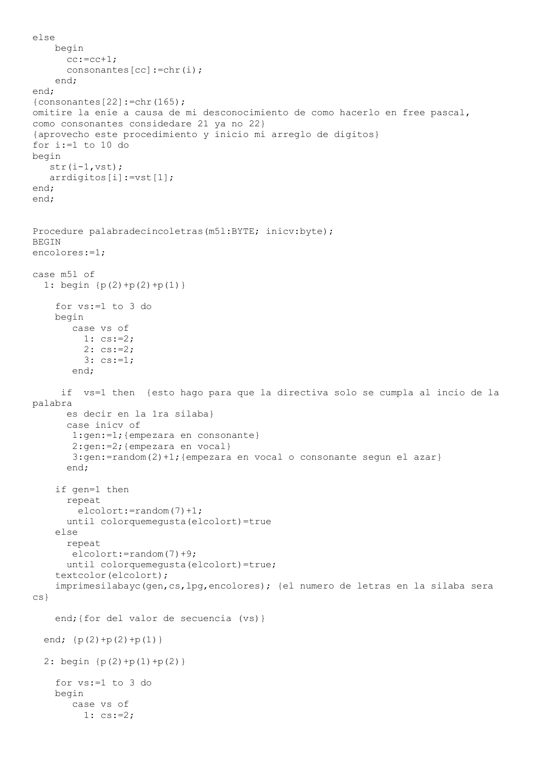```
else
    begin
      cc:=cc+1;
      consonantes[cc]:=chr(i);
    end;
end;
{consonantes[22]:=chr(165);
omitire la enie a causa de mi desconocimiento de como hacerlo en free pascal,
como consonantes considedare 21 ya no 22}
{aprovecho este procedimiento y inicio mi arreglo de digitos}
for i:=1 to 10 do
begin
   str(i-1,vst);
   arrdigitos[i]:=vst[1];
end;
end;


Procedure palabradecincoletras(m5l:BYTE; inicv:byte);
BEGIN
encolores:=1;

case m5l of
  1: begin {p(2)+p(2)+p(1)}

    for vs:=1 to 3 do
    begin
       case vs of
         1: cs:=2;
         2: cs:=2;
         3: cs:=1;
       end;

     if  vs=1 then  {esto hago para que la directiva solo se cumpla al incio de la
palabra
      es decir en la 1ra silaba}
      case inicv of
       1:gen:=1;{empezara en consonante}
       2:gen:=2;{empezara en vocal}
       3:gen:=random(2)+1;{empezara en vocal o consonante segun el azar}
      end;

    if gen=1 then
      repeat
        elcolort:=random(7)+1;
      until colorquemegusta(elcolort)=true
    else
      repeat
       elcolort:=random(7)+9;
      until colorquemegusta(elcolort)=true;
    textcolor(elcolort);
    imprimesilabayc(gen,cs,lpg,encolores); {el numero de letras en la silaba sera
cs}

    end;{for del valor de secuencia (vs)}

  end; {p(2)+p(2)+p(1)}

  2: begin {p(2)+p(1)+p(2)}

    for vs:=1 to 3 do
    begin
       case vs of
         1: cs:=2;
```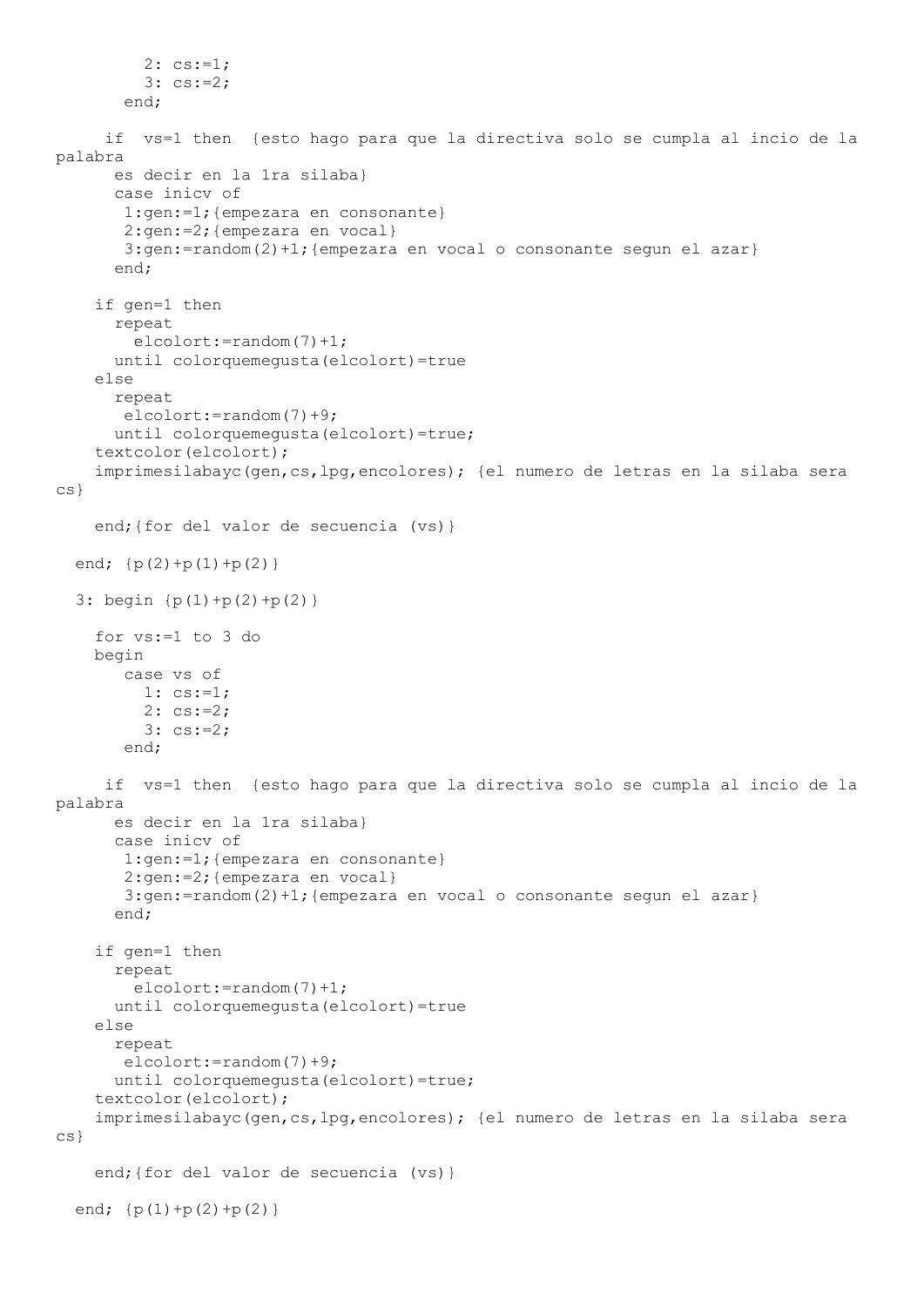```
        2: cs:=1;
        3: cs:=2;
       end;

     if  vs=1 then  {esto hago para que la directiva solo se cumpla al incio de la
palabra
      es decir en la 1ra silaba}
      case inicv of
       1:gen:=1;{empezara en consonante}
       2:gen:=2;{empezara en vocal}
       3:gen:=random(2)+1;{empezara en vocal o consonante segun el azar}
      end;

    if gen=1 then
      repeat
        elcolort:=random(7)+1;
      until colorquemegusta(elcolort)=true
    else
      repeat
       elcolort:=random(7)+9;
      until colorquemegusta(elcolort)=true;
    textcolor(elcolort);
    imprimesilabayc(gen,cs,lpg,encolores); {el numero de letras en la silaba sera
cs}

    end;{for del valor de secuencia (vs)}

  end; {p(2)+p(1)+p(2)}

  3: begin {p(1)+p(2)+p(2)}

    for vs:=1 to 3 do
    begin
       case vs of
        1: cs:=1;
        2: cs:=2;
        3: cs:=2;
       end;

     if  vs=1 then  {esto hago para que la directiva solo se cumpla al incio de la
palabra
      es decir en la 1ra silaba}
      case inicv of
       1:gen:=1;{empezara en consonante}
       2:gen:=2;{empezara en vocal}
       3:gen:=random(2)+1;{empezara en vocal o consonante segun el azar}
      end;

    if gen=1 then
      repeat
        elcolort:=random(7)+1;
      until colorquemegusta(elcolort)=true
    else
      repeat
       elcolort:=random(7)+9;
      until colorquemegusta(elcolort)=true;
    textcolor(elcolort);
    imprimesilabayc(gen,cs,lpg,encolores); {el numero de letras en la silaba sera
cs}

    end;{for del valor de secuencia (vs)}

  end; {p(1)+p(2)+p(2)}
```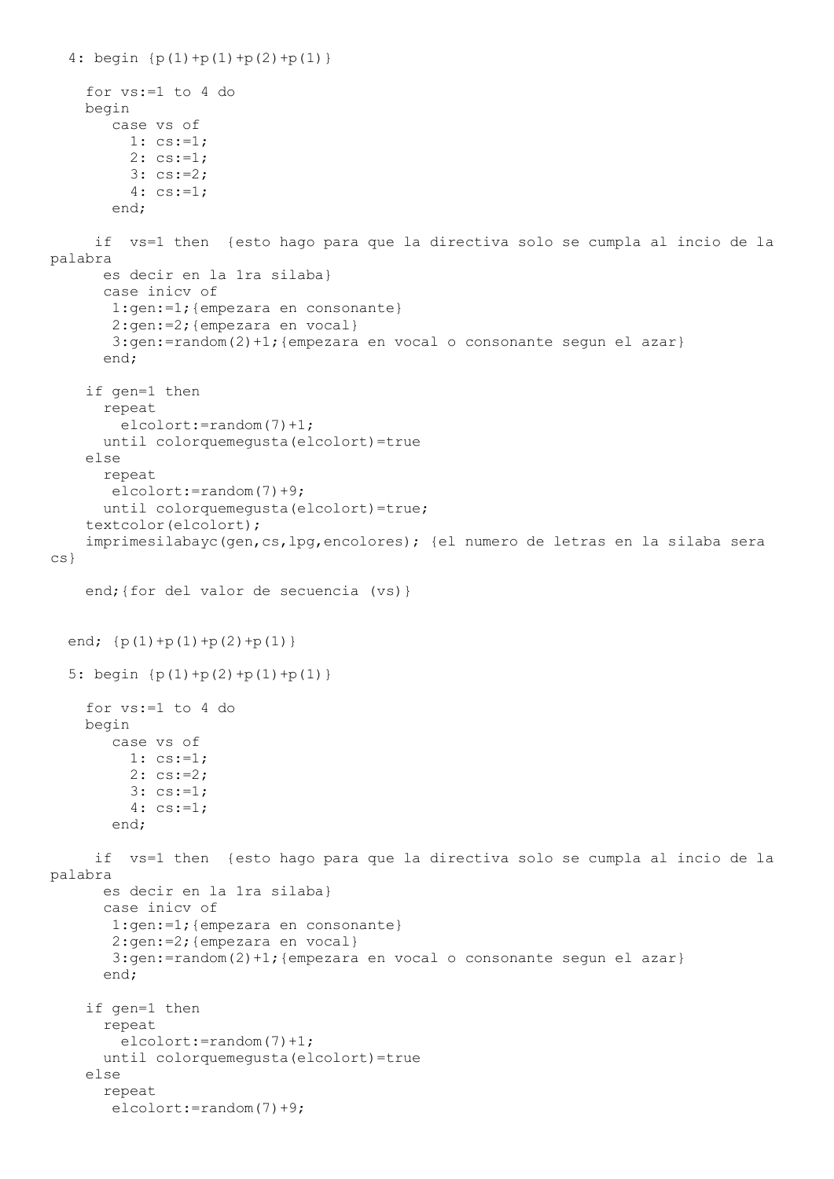```
  4: begin {p(1)+p(1)+p(2)+p(1)}

    for vs:=1 to 4 do
    begin
       case vs of
         1: cs:=1;
         2: cs:=1;
         3: cs:=2;
         4: cs:=1;
       end;

     if  vs=1 then  {esto hago para que la directiva solo se cumpla al incio de la
palabra
      es decir en la 1ra silaba}
      case inicv of
       1:gen:=1;{empezara en consonante}
       2:gen:=2;{empezara en vocal}
       3:gen:=random(2)+1;{empezara en vocal o consonante segun el azar}
      end;

    if gen=1 then
      repeat
        elcolort:=random(7)+1;
      until colorquemegusta(elcolort)=true
    else
      repeat
       elcolort:=random(7)+9;
      until colorquemegusta(elcolort)=true;
    textcolor(elcolort);
    imprimesilabayc(gen,cs,lpg,encolores); {el numero de letras en la silaba sera
cs}

    end;{for del valor de secuencia (vs)}


  end; {p(1)+p(1)+p(2)+p(1)}

  5: begin {p(1)+p(2)+p(1)+p(1)}

    for vs:=1 to 4 do
    begin
       case vs of
         1: cs:=1;
         2: cs:=2;
         3: cs:=1;
         4: cs:=1;
       end;

     if  vs=1 then  {esto hago para que la directiva solo se cumpla al incio de la
palabra
      es decir en la 1ra silaba}
      case inicv of
       1:gen:=1;{empezara en consonante}
       2:gen:=2;{empezara en vocal}
       3:gen:=random(2)+1;{empezara en vocal o consonante segun el azar}
      end;

    if gen=1 then
      repeat
        elcolort:=random(7)+1;
      until colorquemegusta(elcolort)=true
    else
      repeat
       elcolort:=random(7)+9;
```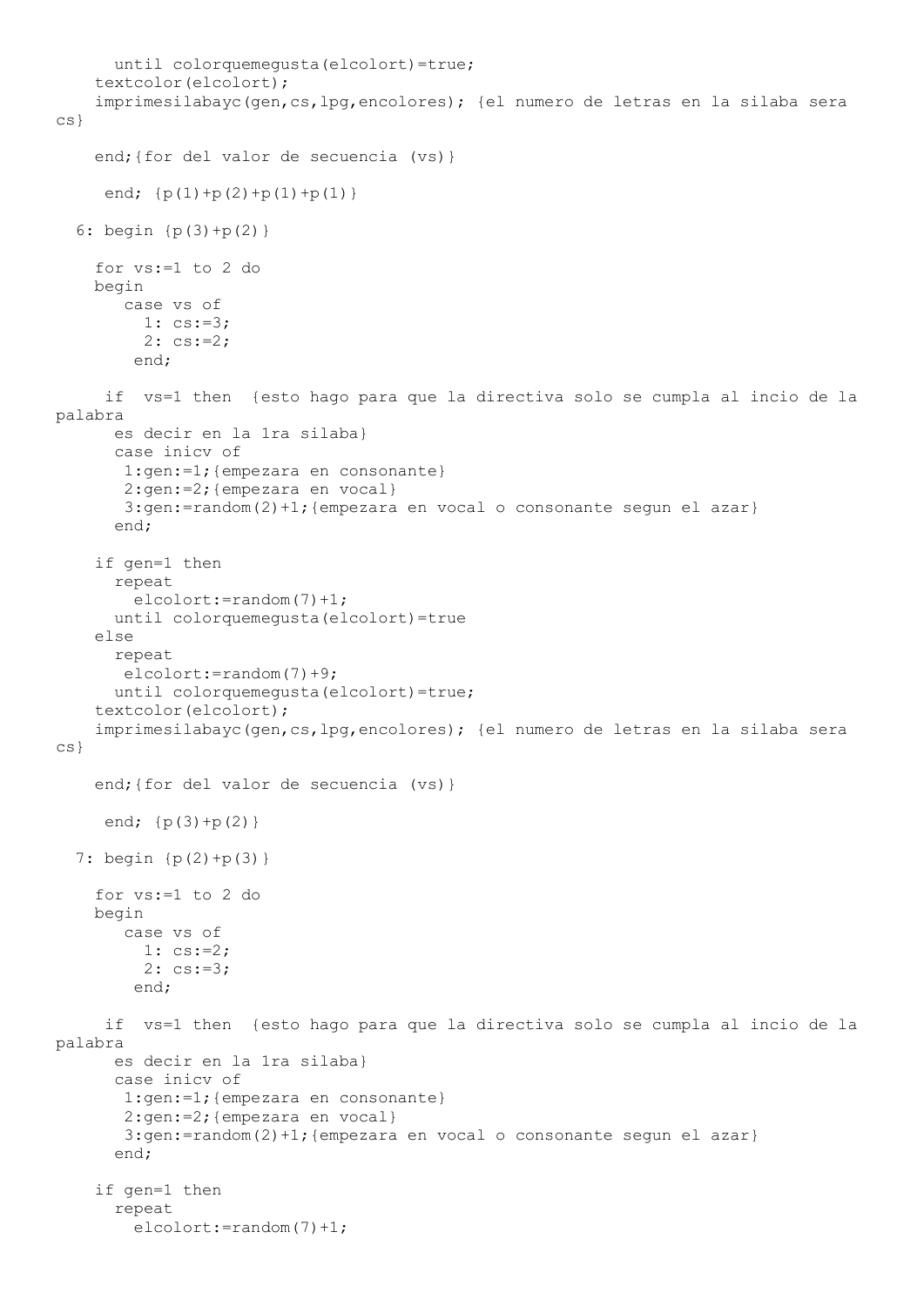```
      until colorquemegusta(elcolort)=true;
    textcolor(elcolort);
    imprimesilabayc(gen,cs,lpg,encolores); {el numero de letras en la silaba sera
cs}

    end;{for del valor de secuencia (vs)}

     end; {p(1)+p(2)+p(1)+p(1)}

  6: begin {p(3)+p(2)}

    for vs:=1 to 2 do
    begin
       case vs of
         1: cs:=3;
         2: cs:=2;
        end;

     if  vs=1 then  {esto hago para que la directiva solo se cumpla al incio de la
palabra
      es decir en la 1ra silaba}
      case inicv of
       1:gen:=1;{empezara en consonante}
       2:gen:=2;{empezara en vocal}
       3:gen:=random(2)+1;{empezara en vocal o consonante segun el azar}
      end;

    if gen=1 then
      repeat
        elcolort:=random(7)+1;
      until colorquemegusta(elcolort)=true
    else
      repeat
       elcolort:=random(7)+9;
      until colorquemegusta(elcolort)=true;
    textcolor(elcolort);
    imprimesilabayc(gen,cs,lpg,encolores); {el numero de letras en la silaba sera
cs}

    end;{for del valor de secuencia (vs)}

     end; {p(3)+p(2)}

  7: begin {p(2)+p(3)}

    for vs:=1 to 2 do
    begin
       case vs of
         1: cs:=2;
         2: cs:=3;
        end;

     if  vs=1 then  {esto hago para que la directiva solo se cumpla al incio de la
palabra
      es decir en la 1ra silaba}
      case inicv of
       1:gen:=1;{empezara en consonante}
       2:gen:=2;{empezara en vocal}
       3:gen:=random(2)+1;{empezara en vocal o consonante segun el azar}
      end;

    if gen=1 then
      repeat
        elcolort:=random(7)+1;
```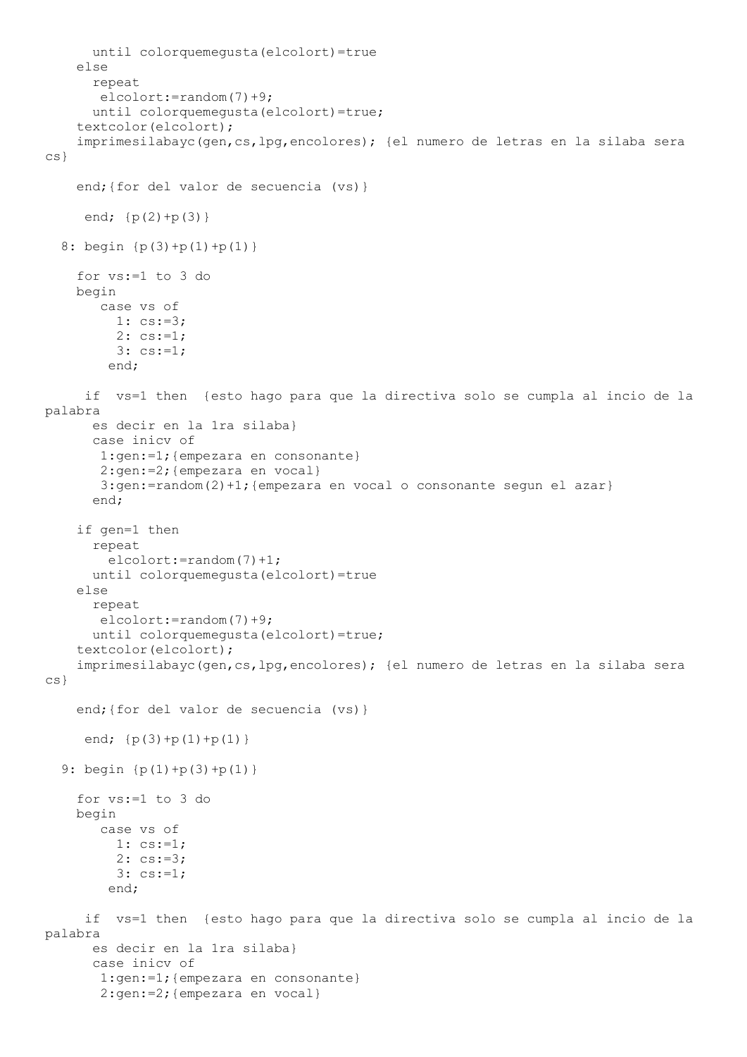```
      until colorquemegusta(elcolort)=true
    else
      repeat
       elcolort:=random(7)+9;
      until colorquemegusta(elcolort)=true;
    textcolor(elcolort);
    imprimesilabayc(gen,cs,lpg,encolores); {el numero de letras en la silaba sera
cs}

    end;{for del valor de secuencia (vs)}

     end; {p(2)+p(3)}

  8: begin {p(3)+p(1)+p(1)}

    for vs:=1 to 3 do
    begin
       case vs of
         1: cs:=3;
         2: cs:=1;
         3: cs:=1;
        end;

     if  vs=1 then  {esto hago para que la directiva solo se cumpla al incio de la
palabra
      es decir en la 1ra silaba}
      case inicv of
       1:gen:=1;{empezara en consonante}
       2:gen:=2;{empezara en vocal}
       3:gen:=random(2)+1;{empezara en vocal o consonante segun el azar}
      end;

    if gen=1 then
      repeat
        elcolort:=random(7)+1;
      until colorquemegusta(elcolort)=true
    else
      repeat
       elcolort:=random(7)+9;
      until colorquemegusta(elcolort)=true;
    textcolor(elcolort);
    imprimesilabayc(gen,cs,lpg,encolores); {el numero de letras en la silaba sera
cs}

    end;{for del valor de secuencia (vs)}

     end; {p(3)+p(1)+p(1)}

  9: begin {p(1)+p(3)+p(1)}

    for vs:=1 to 3 do
    begin
       case vs of
         1: cs:=1;
         2: cs:=3;
         3: cs:=1;
        end;

     if  vs=1 then  {esto hago para que la directiva solo se cumpla al incio de la
palabra
      es decir en la 1ra silaba}
      case inicv of
       1:gen:=1;{empezara en consonante}
       2:gen:=2;{empezara en vocal}
```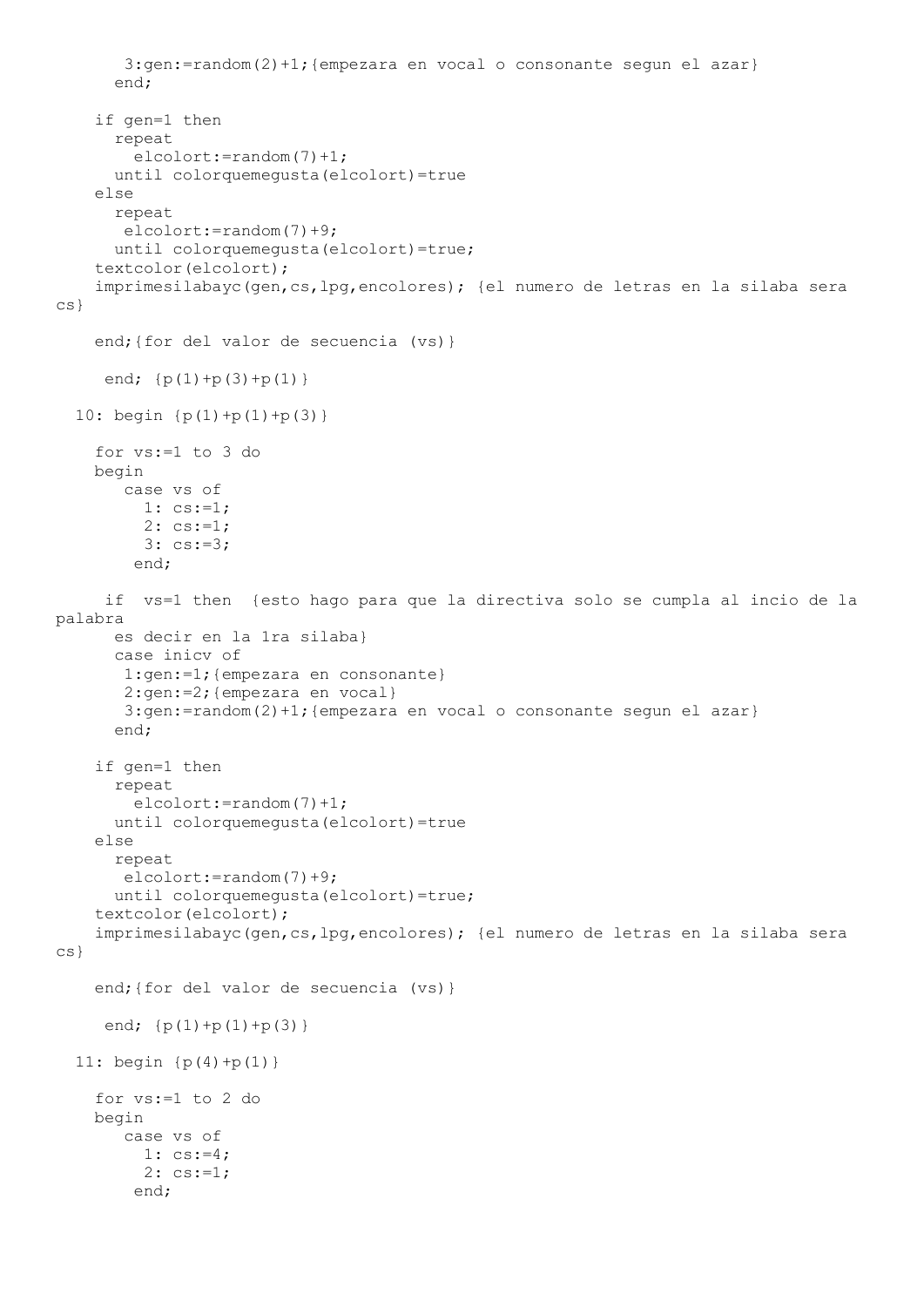```
       3:gen:=random(2)+1;{empezara en vocal o consonante segun el azar}
      end;

    if gen=1 then
      repeat
        elcolort:=random(7)+1;
      until colorquemegusta(elcolort)=true
    else
      repeat
       elcolort:=random(7)+9;
      until colorquemegusta(elcolort)=true;
    textcolor(elcolort);
    imprimesilabayc(gen,cs,lpg,encolores); {el numero de letras en la silaba sera
cs}

    end;{for del valor de secuencia (vs)}

     end; {p(1)+p(3)+p(1)}

  10: begin {p(1)+p(1)+p(3)}

    for vs:=1 to 3 do
    begin
       case vs of
         1: cs:=1;
         2: cs:=1;
         3: cs:=3;
        end;

     if  vs=1 then  {esto hago para que la directiva solo se cumpla al incio de la
palabra
      es decir en la 1ra silaba}
      case inicv of
       1:gen:=1;{empezara en consonante}
       2:gen:=2;{empezara en vocal}
       3:gen:=random(2)+1;{empezara en vocal o consonante segun el azar}
      end;

    if gen=1 then
      repeat
        elcolort:=random(7)+1;
      until colorquemegusta(elcolort)=true
    else
      repeat
       elcolort:=random(7)+9;
      until colorquemegusta(elcolort)=true;
    textcolor(elcolort);
    imprimesilabayc(gen,cs,lpg,encolores); {el numero de letras en la silaba sera
cs}

    end;{for del valor de secuencia (vs)}

     end; {p(1)+p(1)+p(3)}

  11: begin {p(4)+p(1)}

    for vs:=1 to 2 do
    begin
       case vs of
         1: cs:=4;
         2: cs:=1;
        end;
```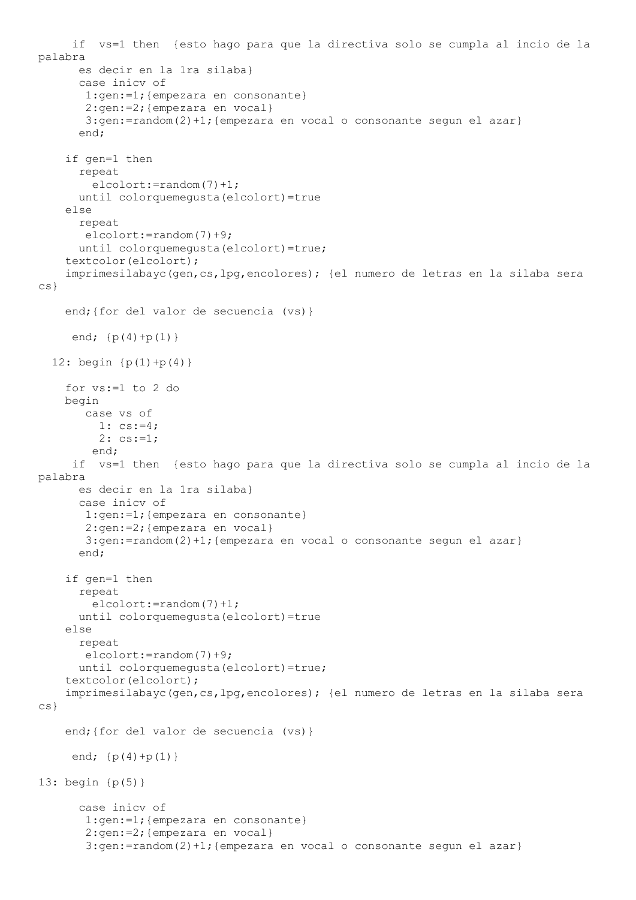```
     if  vs=1 then  {esto hago para que la directiva solo se cumpla al incio de la
palabra
      es decir en la 1ra silaba}
      case inicv of
       1:gen:=1;{empezara en consonante}
       2:gen:=2;{empezara en vocal}
       3:gen:=random(2)+1;{empezara en vocal o consonante segun el azar}
      end;

    if gen=1 then
      repeat
        elcolort:=random(7)+1;
      until colorquemegusta(elcolort)=true
    else
      repeat
       elcolort:=random(7)+9;
      until colorquemegusta(elcolort)=true;
    textcolor(elcolort);
    imprimesilabayc(gen,cs,lpg,encolores); {el numero de letras en la silaba sera
cs}

    end;{for del valor de secuencia (vs)}

     end; {p(4)+p(1)}

  12: begin {p(1)+p(4)}

    for vs:=1 to 2 do
    begin
       case vs of
         1: cs:=4;
         2: cs:=1;
        end;
     if  vs=1 then  {esto hago para que la directiva solo se cumpla al incio de la
palabra
      es decir en la 1ra silaba}
      case inicv of
       1:gen:=1;{empezara en consonante}
       2:gen:=2;{empezara en vocal}
       3:gen:=random(2)+1;{empezara en vocal o consonante segun el azar}
      end;

    if gen=1 then
      repeat
        elcolort:=random(7)+1;
      until colorquemegusta(elcolort)=true
    else
      repeat
       elcolort:=random(7)+9;
      until colorquemegusta(elcolort)=true;
    textcolor(elcolort);
    imprimesilabayc(gen,cs,lpg,encolores); {el numero de letras en la silaba sera
cs}

    end;{for del valor de secuencia (vs)}

     end; {p(4)+p(1)}

13: begin {p(5)}

      case inicv of
       1:gen:=1;{empezara en consonante}
       2:gen:=2;{empezara en vocal}
       3:gen:=random(2)+1;{empezara en vocal o consonante segun el azar}
```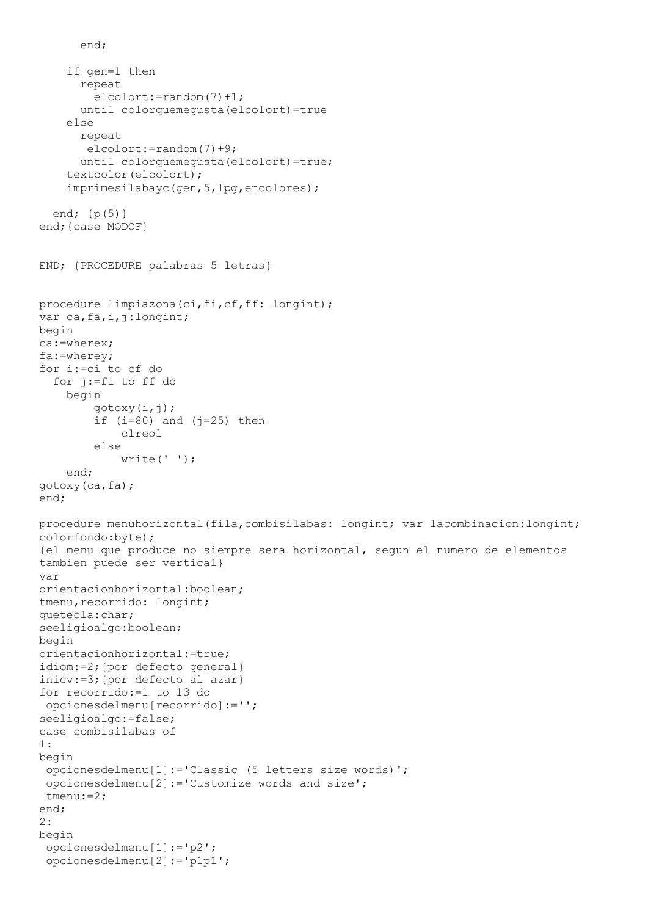```
      end;

    if gen=1 then
      repeat
        elcolort:=random(7)+1;
      until colorquemegusta(elcolort)=true
    else
      repeat
       elcolort:=random(7)+9;
      until colorquemegusta(elcolort)=true;
    textcolor(elcolort);
    imprimesilabayc(gen,5,lpg,encolores);

  end; {p(5)}
end;{case MODOF}


END; {PROCEDURE palabras 5 letras}


procedure limpiazona(ci,fi,cf,ff: longint);
var ca,fa,i,j:longint;
begin
ca:=wherex;
fa:=wherey;
for i:=ci to cf do
  for j:=fi to ff do
    begin
        gotoxy(i,j);
        if (i=80) and (j=25) then
            clreol
        else
            write(' ');
    end;
gotoxy(ca,fa);
end;

procedure menuhorizontal(fila,combisilabas: longint; var lacombinacion:longint;
colorfondo:byte);
{el menu que produce no siempre sera horizontal, segun el numero de elementos
tambien puede ser vertical}
var
orientacionhorizontal:boolean;
tmenu,recorrido: longint;
quetecla:char;
seeligioalgo:boolean;
begin
orientacionhorizontal:=true;
idiom:=2;{por defecto general}
inicv:=3;{por defecto al azar}
for recorrido:=1 to 13 do
 opcionesdelmenu[recorrido]:='';
seeligioalgo:=false;
case combisilabas of
1:
begin
 opcionesdelmenu[1]:='Classic (5 letters size words)';
 opcionesdelmenu[2]:='Customize words and size';
 tmenu:=2;
end;
2:
begin
 opcionesdelmenu[1]:='p2';
 opcionesdelmenu[2]:='p1p1';
```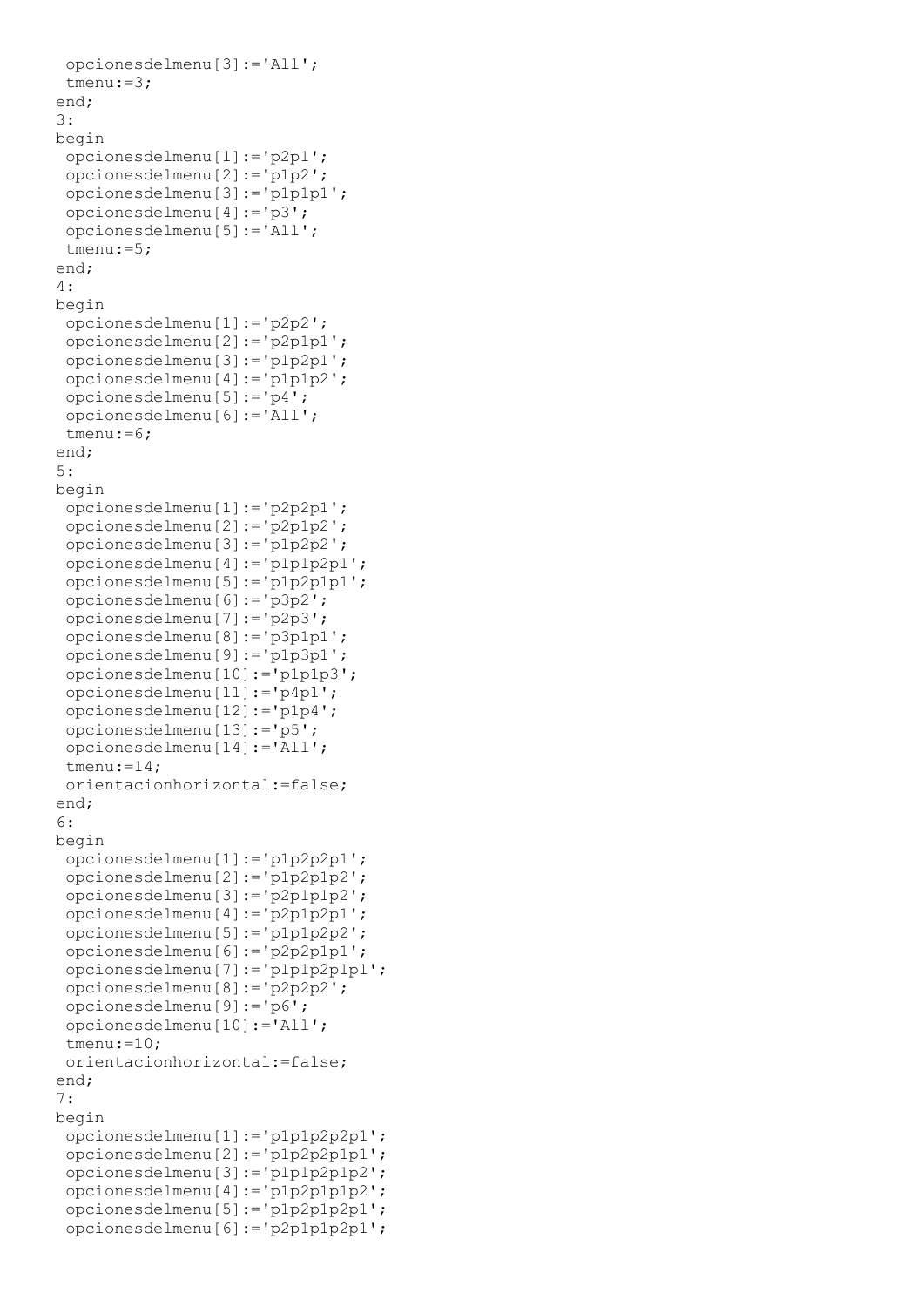```
 opcionesdelmenu[3]:='All';
 tmenu:=3;
end;
3:
begin
 opcionesdelmenu[1]:='p2p1';
 opcionesdelmenu[2]:='p1p2';
 opcionesdelmenu[3]:='p1p1p1';
 opcionesdelmenu[4]:='p3';
 opcionesdelmenu[5]:='All';
 tmenu:=5;
end;
4:
begin
 opcionesdelmenu[1]:='p2p2';
 opcionesdelmenu[2]:='p2p1p1';
 opcionesdelmenu[3]:='p1p2p1';
 opcionesdelmenu[4]:='p1p1p2';
 opcionesdelmenu[5]:='p4';
 opcionesdelmenu[6]:='All';
 tmenu:=6;
end;
5:
begin
 opcionesdelmenu[1]:='p2p2p1';
 opcionesdelmenu[2]:='p2p1p2';
 opcionesdelmenu[3]:='p1p2p2';
 opcionesdelmenu[4]:='p1p1p2p1';
 opcionesdelmenu[5]:='p1p2p1p1';
 opcionesdelmenu[6]:='p3p2';
 opcionesdelmenu[7]:='p2p3';
 opcionesdelmenu[8]:='p3p1p1';
 opcionesdelmenu[9]:='p1p3p1';
 opcionesdelmenu[10]:='p1p1p3';
 opcionesdelmenu[11]:='p4p1';
 opcionesdelmenu[12]:='p1p4';
 opcionesdelmenu[13]:='p5';
 opcionesdelmenu[14]:='All';
 tmenu:=14;
 orientacionhorizontal:=false;
end;
6:
begin
 opcionesdelmenu[1]:='p1p2p2p1';
 opcionesdelmenu[2]:='p1p2p1p2';
 opcionesdelmenu[3]:='p2p1p1p2';
 opcionesdelmenu[4]:='p2p1p2p1';
 opcionesdelmenu[5]:='p1p1p2p2';
 opcionesdelmenu[6]:='p2p2p1p1';
 opcionesdelmenu[7]:='p1p1p2p1p1';
 opcionesdelmenu[8]:='p2p2p2';
 opcionesdelmenu[9]:='p6';
 opcionesdelmenu[10]:='All';
 tmenu:=10;
 orientacionhorizontal:=false;
end;
7:
begin
 opcionesdelmenu[1]:='p1p1p2p2p1';
 opcionesdelmenu[2]:='p1p2p2p1p1';
 opcionesdelmenu[3]:='p1p1p2p1p2';
 opcionesdelmenu[4]:='p1p2p1p1p2';
 opcionesdelmenu[5]:='p1p2p1p2p1';
 opcionesdelmenu[6]:='p2p1p1p2p1';
```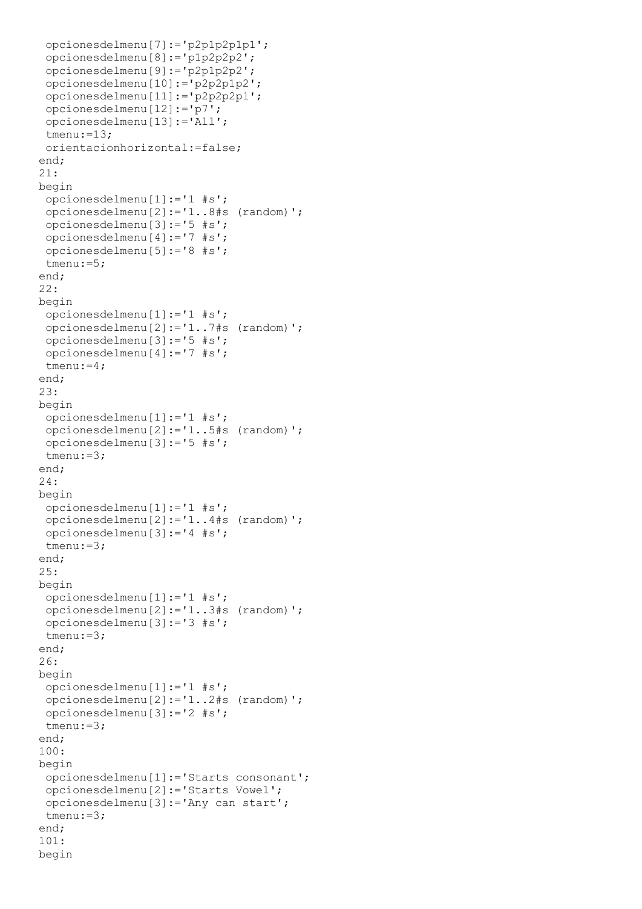```
 opcionesdelmenu[7]:='p2p1p2p1p1';
 opcionesdelmenu[8]:='p1p2p2p2';
 opcionesdelmenu[9]:='p2p1p2p2';
 opcionesdelmenu[10]:='p2p2p1p2';
 opcionesdelmenu[11]:='p2p2p2p1';
 opcionesdelmenu[12]:='p7';
 opcionesdelmenu[13]:='All';
 tmenu:=13;
 orientacionhorizontal:=false;
end;
21:
begin
 opcionesdelmenu[1]:='1 #s';
 opcionesdelmenu[2]:='1..8#s (random)';
 opcionesdelmenu[3]:='5 #s';
 opcionesdelmenu[4]:='7 #s';
 opcionesdelmenu[5]:='8 #s';
 tmenu:=5;
end;
22:
begin
 opcionesdelmenu[1]:='1 #s';
 opcionesdelmenu[2]:='1..7#s (random)';
 opcionesdelmenu[3]:='5 #s';
 opcionesdelmenu[4]:='7 #s';
 tmenu:=4;
end;
23:
begin
 opcionesdelmenu[1]:='1 #s';
 opcionesdelmenu[2]:='1..5#s (random)';
 opcionesdelmenu[3]:='5 #s';
 tmenu:=3;
end;
24:
begin
 opcionesdelmenu[1]:='1 #s';
 opcionesdelmenu[2]:='1..4#s (random)';
 opcionesdelmenu[3]:='4 #s';
 tmenu:=3;
end;
25:
begin
 opcionesdelmenu[1]:='1 #s';
 opcionesdelmenu[2]:='1..3#s (random)';
 opcionesdelmenu[3]:='3 #s';
 tmenu:=3;
end;
26:
begin
 opcionesdelmenu[1]:='1 #s';
 opcionesdelmenu[2]:='1..2#s (random)';
 opcionesdelmenu[3]:='2 #s';
 tmenu:=3;
end;
100:
begin
 opcionesdelmenu[1]:='Starts consonant';
 opcionesdelmenu[2]:='Starts Vowel';
 opcionesdelmenu[3]:='Any can start';
 tmenu:=3;
end;
101:
begin
```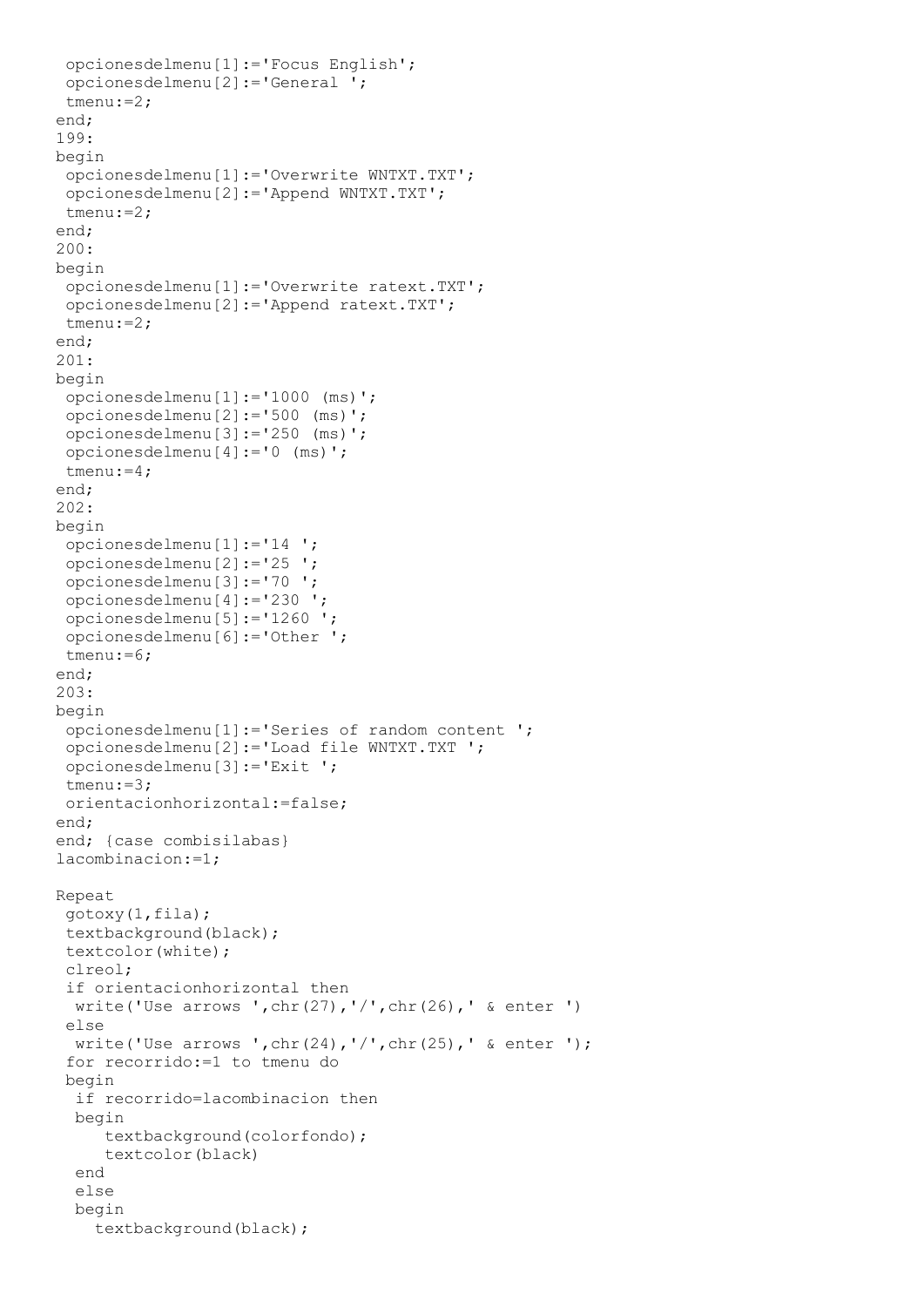```
 opcionesdelmenu[1]:='Focus English';
 opcionesdelmenu[2]:='General ';
 tmenu:=2;
end;
199:
begin
 opcionesdelmenu[1]:='Overwrite WNTXT.TXT';
 opcionesdelmenu[2]:='Append WNTXT.TXT';
 tmenu:=2;
end;
200:
begin
 opcionesdelmenu[1]:='Overwrite ratext.TXT';
 opcionesdelmenu[2]:='Append ratext.TXT';
 tmenu:=2;
end;
201:
begin
 opcionesdelmenu[1]:='1000 (ms)';
 opcionesdelmenu[2]:='500 (ms)';
 opcionesdelmenu[3]:='250 (ms)';
 opcionesdelmenu[4]:='0 (ms)';
 tmenu:=4;
end;
202:
begin
 opcionesdelmenu[1]:='14 ';
 opcionesdelmenu[2]:='25 ';
 opcionesdelmenu[3]:='70 ';
 opcionesdelmenu[4]:='230 ';
 opcionesdelmenu[5]:='1260 ';
 opcionesdelmenu[6]:='Other ';
 tmenu:=6;
end;
203:
begin
 opcionesdelmenu[1]:='Series of random content ';
 opcionesdelmenu[2]:='Load file WNTXT.TXT ';
 opcionesdelmenu[3]:='Exit ';
 tmenu:=3;
 orientacionhorizontal:=false;
end;
end; {case combisilabas}
lacombinacion:=1;

Repeat
 gotoxy(1,fila);
 textbackground(black);
 textcolor(white);
 clreol;
 if orientacionhorizontal then
  write('Use arrows ',chr(27),'/',chr(26),' & enter ')
 else
  write('Use arrows ',chr(24),'/',chr(25),' & enter ');
 for recorrido:=1 to tmenu do
 begin
  if recorrido=lacombinacion then
  begin
     textbackground(colorfondo);
     textcolor(black)
  end
  else
  begin
    textbackground(black);
```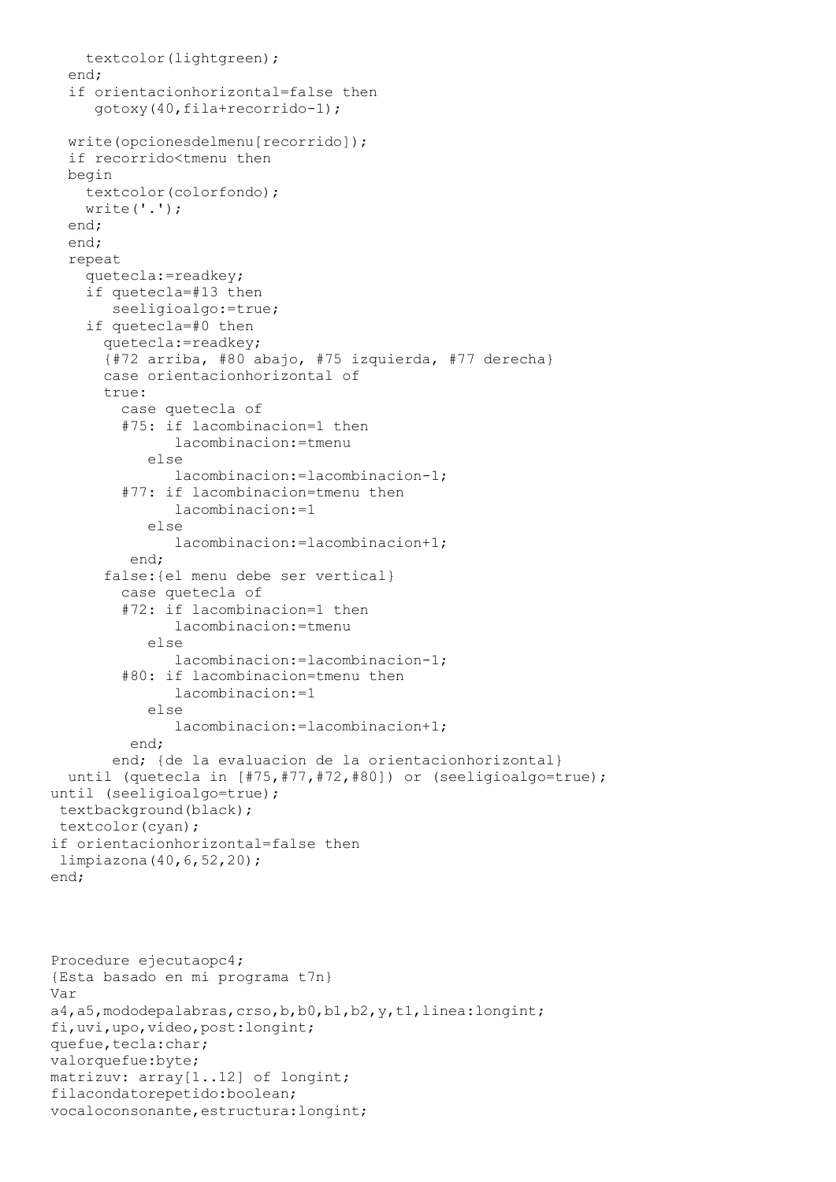```
    textcolor(lightgreen);
  end;
  if orientacionhorizontal=false then
     gotoxy(40,fila+recorrido-1);

  write(opcionesdelmenu[recorrido]);
  if recorrido<tmenu then
  begin
    textcolor(colorfondo);
    write('.');
  end;
  end;
  repeat
    quetecla:=readkey;
    if quetecla=#13 then
       seeligioalgo:=true;
    if quetecla=#0 then
      quetecla:=readkey;
      {#72 arriba, #80 abajo, #75 izquierda, #77 derecha}
      case orientacionhorizontal of
      true:
        case quetecla of
        #75: if lacombinacion=1 then
               lacombinacion:=tmenu
           else
               lacombinacion:=lacombinacion-1;
        #77: if lacombinacion=tmenu then
               lacombinacion:=1
           else
               lacombinacion:=lacombinacion+1;
         end;
      false:{el menu debe ser vertical}
        case quetecla of
        #72: if lacombinacion=1 then
               lacombinacion:=tmenu
           else
               lacombinacion:=lacombinacion-1;
        #80: if lacombinacion=tmenu then
               lacombinacion:=1
           else
               lacombinacion:=lacombinacion+1;
         end;
       end; {de la evaluacion de la orientacionhorizontal}
  until (quetecla in [#75,#77,#72,#80]) or (seeligioalgo=true);
until (seeligioalgo=true);
 textbackground(black);
 textcolor(cyan);
if orientacionhorizontal=false then
 limpiazona(40,6,52,20);
end;




Procedure ejecutaopc4;
{Esta basado en mi programa t7n}
Var
a4,a5,mododepalabras,crso,b,b0,b1,b2,y,t1,linea:longint;
fi,uvi,upo,video,post:longint;
quefue,tecla:char;
valorquefue:byte;
matrizuv: array[1..12] of longint;
filacondatorepetido:boolean;
vocaloconsonante,estructura:longint;
```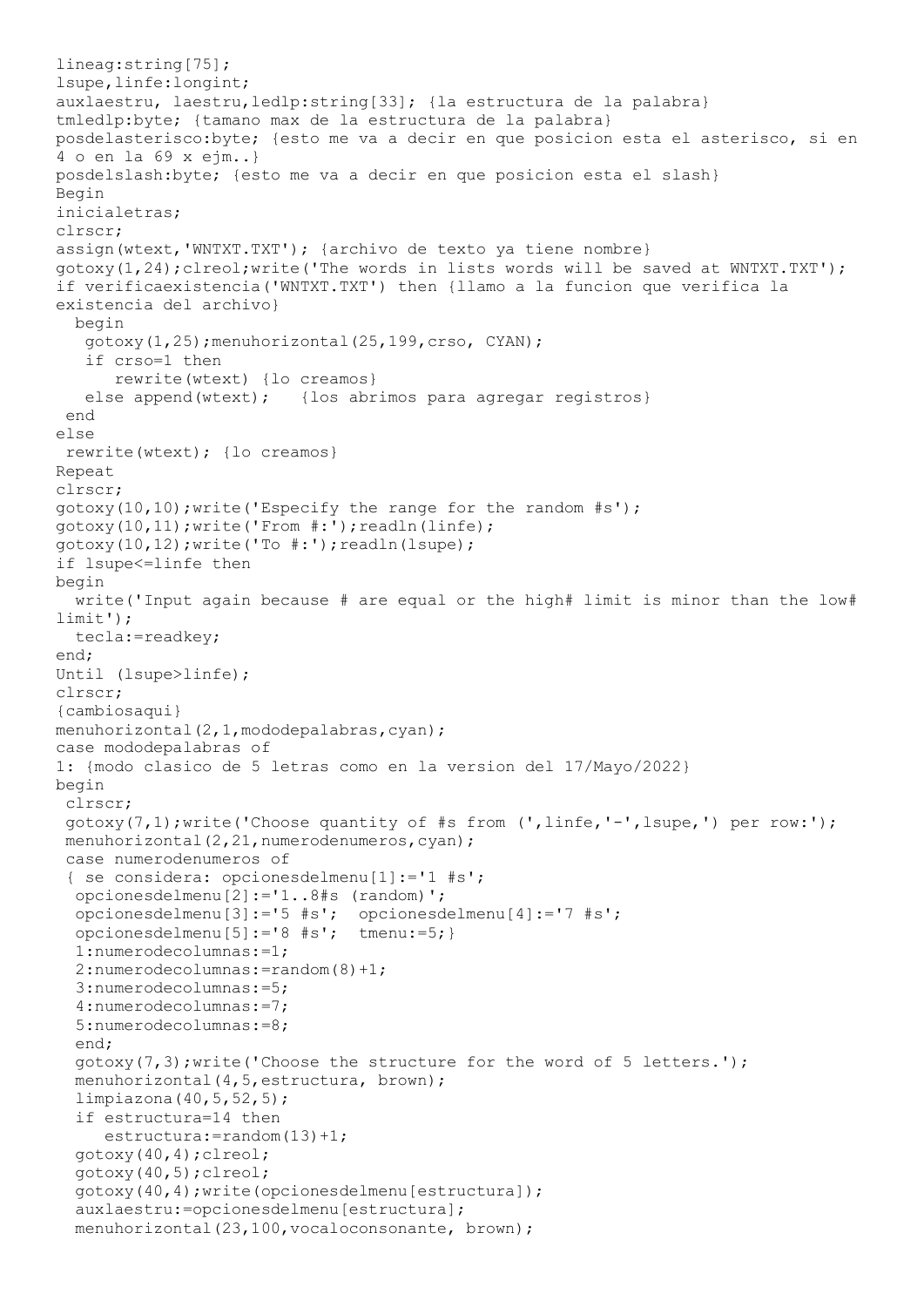```
lineag:string[75];
lsupe,linfe:longint;
auxlaestru, laestru,ledlp:string[33]; {la estructura de la palabra}
tmledlp:byte; {tamano max de la estructura de la palabra}
posdelasterisco:byte; {esto me va a decir en que posicion esta el asterisco, si en
4 o en la 69 x ejm..}
posdelslash:byte; {esto me va a decir en que posicion esta el slash}
Begin
inicialetras;
clrscr;
assign(wtext,'WNTXT.TXT'); {archivo de texto ya tiene nombre}
gotoxy(1,24);clreol;write('The words in lists words will be saved at WNTXT.TXT');
if verificaexistencia('WNTXT.TXT') then {llamo a la funcion que verifica la
existencia del archivo}
  begin
   gotoxy(1,25);menuhorizontal(25,199,crso, CYAN);
   if crso=1 then
      rewrite(wtext) {lo creamos}
   else append(wtext);   {los abrimos para agregar registros}
 end
else
 rewrite(wtext); {lo creamos}
Repeat
clrscr;
gotoxy(10,10);write('Especify the range for the random #s');
gotoxy(10,11);write('From #:');readln(linfe);
gotoxy(10,12);write('To #:');readln(lsupe);
if lsupe<=linfe then
begin
  write('Input again because # are equal or the high# limit is minor than the low#
limit');
  tecla:=readkey;
end;
Until (lsupe>linfe);
clrscr;
{cambiosaqui}
menuhorizontal(2,1,mododepalabras,cyan);
case mododepalabras of
1: {modo clasico de 5 letras como en la version del 17/Mayo/2022}
begin
 clrscr;
 gotoxy(7,1);write('Choose quantity of #s from (',linfe,'-',lsupe,') per row:');
 menuhorizontal(2,21,numerodenumeros,cyan);
 case numerodenumeros of
 { se considera: opcionesdelmenu[1]:='1 #s';
  opcionesdelmenu[2]:='1..8#s (random)';
  opcionesdelmenu[3]:='5 #s';  opcionesdelmenu[4]:='7 #s';
  opcionesdelmenu[5]:='8 #s';  tmenu:=5;}
  1:numerodecolumnas:=1;
  2:numerodecolumnas:=random(8)+1;
  3:numerodecolumnas:=5;
  4:numerodecolumnas:=7;
  5:numerodecolumnas:=8;
  end;
  gotoxy(7,3);write('Choose the structure for the word of 5 letters.');
  menuhorizontal(4,5,estructura, brown);
  limpiazona(40,5,52,5);
  if estructura=14 then
     estructura:=random(13)+1;
  gotoxy(40,4);clreol;
  gotoxy(40,5);clreol;
  gotoxy(40,4);write(opcionesdelmenu[estructura]);
  auxlaestru:=opcionesdelmenu[estructura];
  menuhorizontal(23,100,vocaloconsonante, brown);
```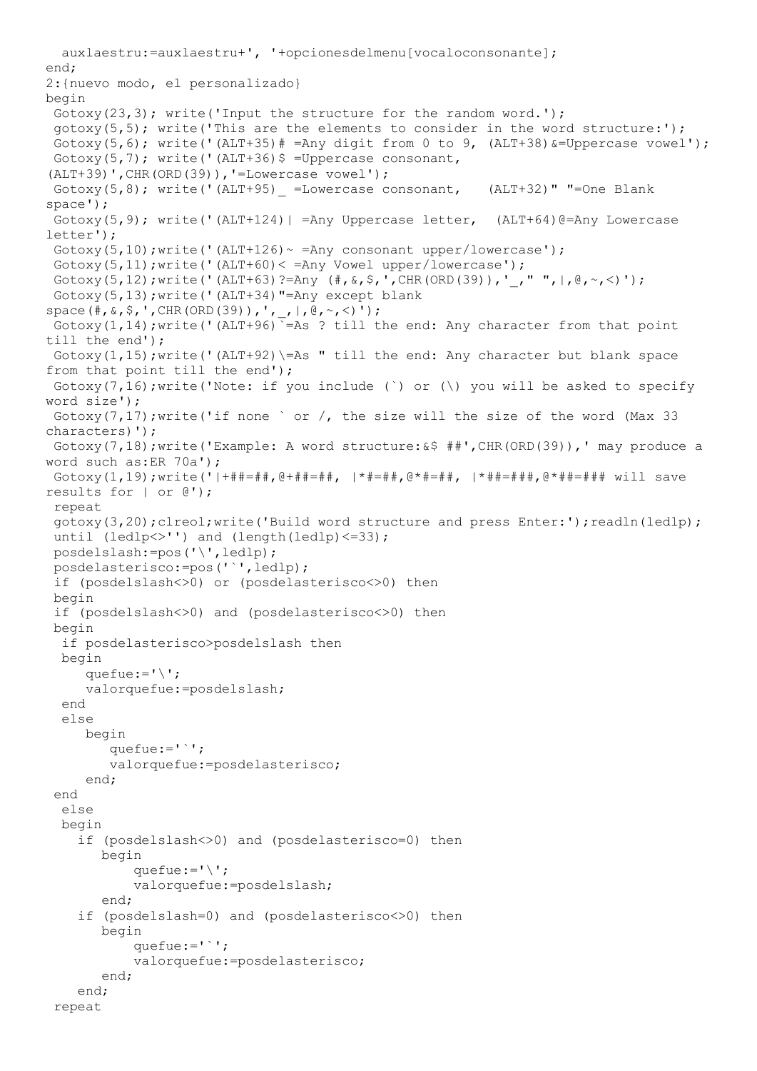```
  auxlaestru:=auxlaestru+', '+opcionesdelmenu[vocaloconsonante];
end;
2:{nuevo modo, el personalizado}
begin
 Gotoxy(23,3); write('Input the structure for the random word.');
 gotoxy(5,5); write('This are the elements to consider in the word structure:');
 Gotoxy(5,6); write('(ALT+35)# =Any digit from 0 to 9, (ALT+38)&=Uppercase vowel');
 Gotoxy(5,7); write('(ALT+36)$ =Uppercase consonant,
(ALT+39)',CHR(ORD(39)),'=Lowercase vowel');
 Gotoxy(5,8); write('(ALT+95)_ =Lowercase consonant,   (ALT+32)" "=One Blank
space');
 Gotoxy(5,9); write('(ALT+124)| =Any Uppercase letter,  (ALT+64)@=Any Lowercase
letter');
 Gotoxy(5,10);write('(ALT+126)~ =Any consonant upper/lowercase');
 Gotoxy(5,11);write('(ALT+60)< =Any Vowel upper/lowercase');
 Gotoxy(5,12);write('(ALT+63)?=Any (#,&,$,',CHR(ORD(39)),'_," ",|,@,~,<)');
 Gotoxy(5,13);write('(ALT+34)"=Any except blank
space(#,&,$,',CHR(ORD(39)),',_,|,@,~,<)');
 Gotoxy(1,14);write('(ALT+96)`=As ? till the end: Any character from that point
till the end');
 Gotoxy(1,15);write('(ALT+92)\=As " till the end: Any character but blank space
from that point till the end');
 Gotoxy(7,16);write('Note: if you include (`) or (\) you will be asked to specify
word size');
 Gotoxy(7,17);write('if none ` or /, the size will the size of the word (Max 33
characters)');
 Gotoxy(7,18);write('Example: A word structure:&$ ##',CHR(ORD(39)),' may produce a
word such as:ER 70a');
 Gotoxy(1,19);write('|+##=##,@+##=##, |*#=##,@*#=##, |*##=###,@*##=### will save
results for | or @');
 repeat
 gotoxy(3,20);clreol;write('Build word structure and press Enter:');readln(ledlp);
 until (ledlp<>'') and (length(ledlp)<=33);
 posdelslash:=pos('\',ledlp);
 posdelasterisco:=pos('`',ledlp);
 if (posdelslash<>0) or (posdelasterisco<>0) then
 begin
 if (posdelslash<>0) and (posdelasterisco<>0) then
 begin
  if posdelasterisco>posdelslash then
  begin
     quefue:='\';
     valorquefue:=posdelslash;
  end
  else
     begin
        quefue:='`';
        valorquefue:=posdelasterisco;
     end;
 end
  else
  begin
    if (posdelslash<>0) and (posdelasterisco=0) then
       begin
           quefue:='\';
           valorquefue:=posdelslash;
       end;
    if (posdelslash=0) and (posdelasterisco<>0) then
       begin
           quefue:='`';
           valorquefue:=posdelasterisco;
       end;
    end;
 repeat
```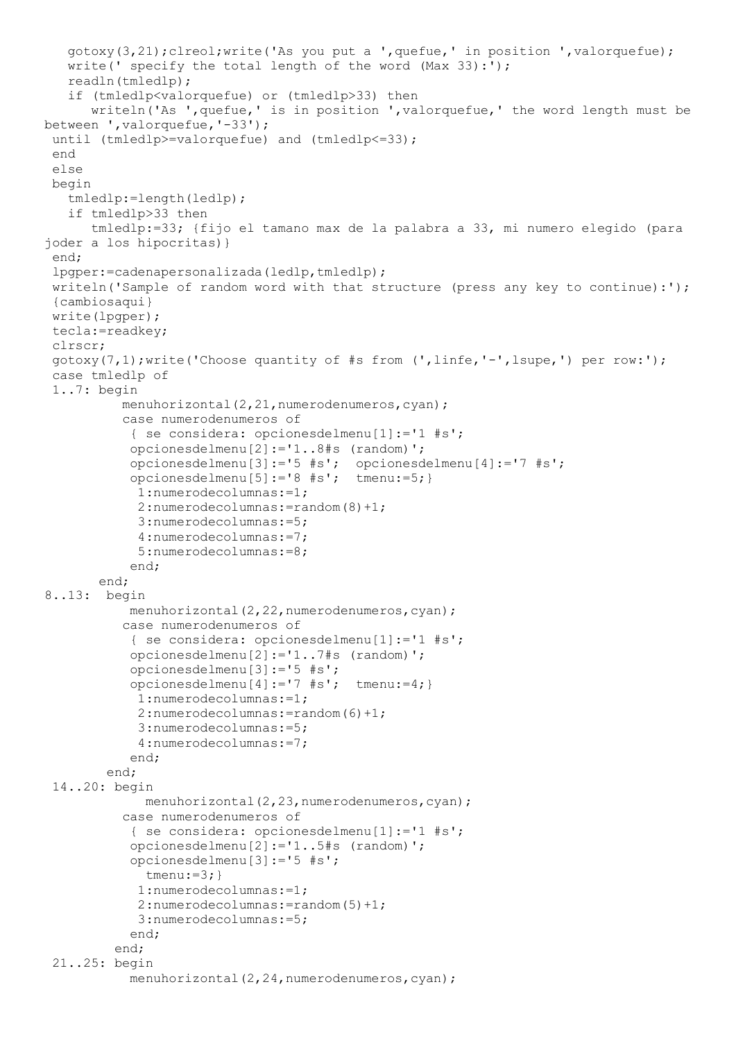```
   gotoxy(3,21);clreol;write('As you put a ',quefue,' in position ',valorquefue);
   write(' specify the total length of the word (Max 33):');
   readln(tmledlp);
   if (tmledlp<valorquefue) or (tmledlp>33) then
      writeln('As ',quefue,' is in position ',valorquefue,' the word length must be
between ',valorquefue,'-33');
 until (tmledlp>=valorquefue) and (tmledlp<=33);
 end
 else
 begin
   tmledlp:=length(ledlp);
   if tmledlp>33 then
      tmledlp:=33; {fijo el tamano max de la palabra a 33, mi numero elegido (para
joder a los hipocritas)}
 end;
 lpgper:=cadenapersonalizada(ledlp,tmledlp);
 writeln('Sample of random word with that structure (press any key to continue):');
 {cambiosaqui}
 write(lpgper);
 tecla:=readkey;
 clrscr;
 gotoxy(7,1);write('Choose quantity of #s from (',linfe,'-',lsupe,') per row:');
 case tmledlp of
 1..7: begin
          menuhorizontal(2,21,numerodenumeros,cyan);
          case numerodenumeros of
           { se considera: opcionesdelmenu[1]:='1 #s';
           opcionesdelmenu[2]:='1..8#s (random)';
           opcionesdelmenu[3]:='5 #s';  opcionesdelmenu[4]:='7 #s';
           opcionesdelmenu[5]:='8 #s';  tmenu:=5;}
            1:numerodecolumnas:=1;
            2:numerodecolumnas:=random(8)+1;
            3:numerodecolumnas:=5;
            4:numerodecolumnas:=7;
            5:numerodecolumnas:=8;
           end;
       end;
8..13:  begin
           menuhorizontal(2,22,numerodenumeros,cyan);
          case numerodenumeros of
           { se considera: opcionesdelmenu[1]:='1 #s';
           opcionesdelmenu[2]:='1..7#s (random)';
           opcionesdelmenu[3]:='5 #s';
           opcionesdelmenu[4]:='7 #s';  tmenu:=4;}
            1:numerodecolumnas:=1;
            2:numerodecolumnas:=random(6)+1;
            3:numerodecolumnas:=5;
            4:numerodecolumnas:=7;
           end;
        end;
 14..20: begin
             menuhorizontal(2,23,numerodenumeros,cyan);
          case numerodenumeros of
           { se considera: opcionesdelmenu[1]:='1 #s';
           opcionesdelmenu[2]:='1..5#s (random)';
           opcionesdelmenu[3]:='5 #s';
             tmenu:=3;}
            1:numerodecolumnas:=1;
            2:numerodecolumnas:=random(5)+1;
            3:numerodecolumnas:=5;
           end;
         end;
 21..25: begin
           menuhorizontal(2,24,numerodenumeros,cyan);
```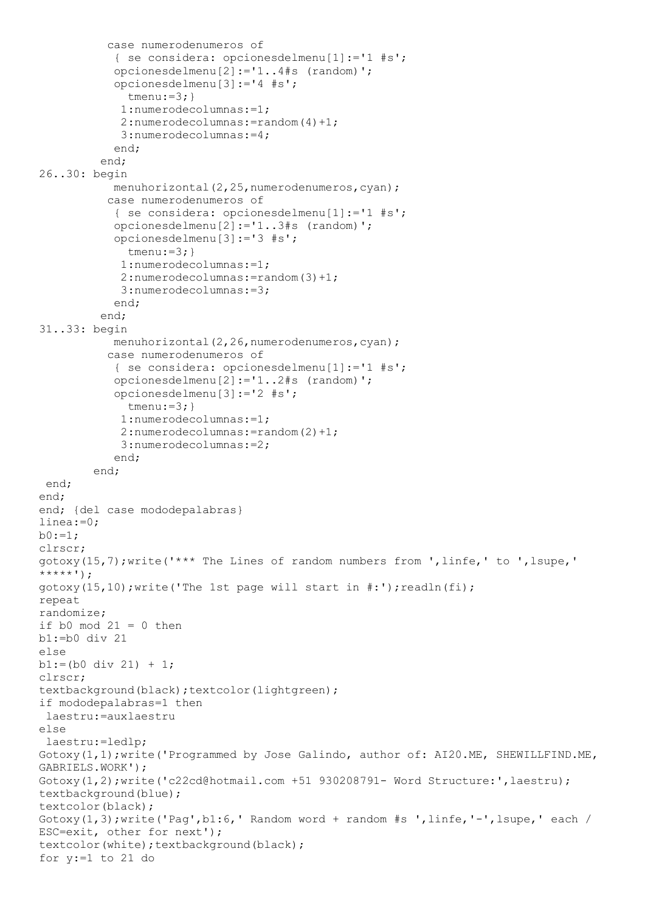```
          case numerodenumeros of
           { se considera: opcionesdelmenu[1]:='1 #s';
           opcionesdelmenu[2]:='1..4#s (random)';
           opcionesdelmenu[3]:='4 #s';
             tmenu:=3;}
            1:numerodecolumnas:=1;
            2:numerodecolumnas:=random(4)+1;
            3:numerodecolumnas:=4;
           end;
         end;
26..30: begin
           menuhorizontal(2,25,numerodenumeros,cyan);
          case numerodenumeros of
           { se considera: opcionesdelmenu[1]:='1 #s';
           opcionesdelmenu[2]:='1..3#s (random)';
           opcionesdelmenu[3]:='3 #s';
             tmenu:=3;}
            1:numerodecolumnas:=1;
            2:numerodecolumnas:=random(3)+1;
            3:numerodecolumnas:=3;
           end;
         end;
31..33: begin
           menuhorizontal(2,26,numerodenumeros,cyan);
          case numerodenumeros of
           { se considera: opcionesdelmenu[1]:='1 #s';
           opcionesdelmenu[2]:='1..2#s (random)';
           opcionesdelmenu[3]:='2 #s';
             tmenu:=3;}
            1:numerodecolumnas:=1;
            2:numerodecolumnas:=random(2)+1;
            3:numerodecolumnas:=2;
           end;
        end;
 end;
end;
end; {del case mododepalabras}
linea:=0;
b0:=1;
clrscr;
gotoxy(15,7);write('*** The Lines of random numbers from ',linfe,' to ',lsupe,'
*****');
gotoxy(15,10);write('The 1st page will start in #:');readln(fi);
repeat
randomize;
if b0 mod 21 = 0 then
b1:=b0 div 21
else
b1:=(b0 div 21) + 1;
clrscr;
textbackground(black);textcolor(lightgreen);
if mododepalabras=1 then
 laestru:=auxlaestru
else
 laestru:=ledlp;
Gotoxy(1,1);write('Programmed by Jose Galindo, author of: AI20.ME, SHEWILLFIND.ME,
GABRIELS.WORK');
Gotoxy(1,2);write('c22cd@hotmail.com +51 930208791- Word Structure:',laestru);
textbackground(blue);
textcolor(black);
Gotoxy(1,3);write('Pag',b1:6,' Random word + random #s ',linfe,'-',lsupe,' each /
ESC=exit, other for next');
textcolor(white);textbackground(black);
for y:=1 to 21 do
```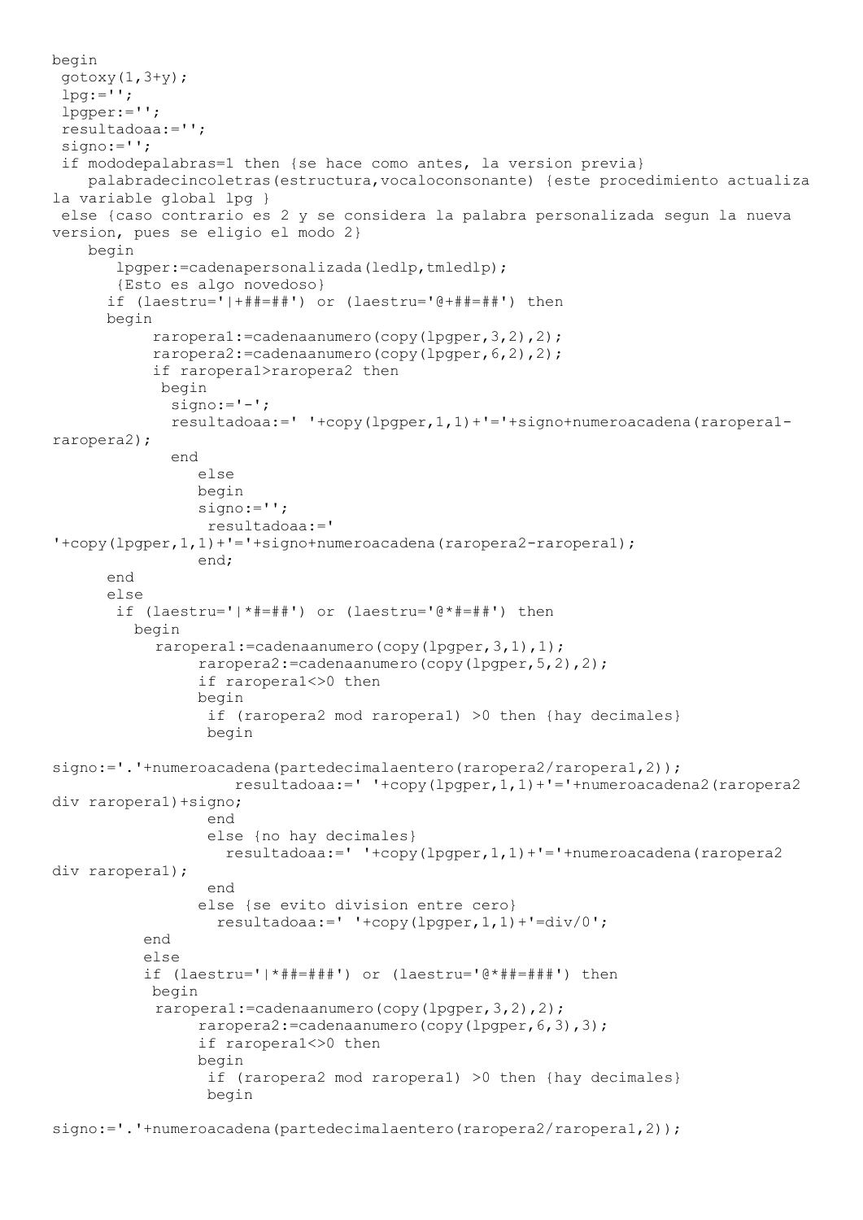```
begin
 gotoxy(1,3+y);
 lpg:='';
 lpgper:='';
 resultadoaa:='';
 signo:='';
 if mododepalabras=1 then {se hace como antes, la version previa}
    palabradecincoletras(estructura,vocaloconsonante) {este procedimiento actualiza
la variable global lpg }
 else {caso contrario es 2 y se considera la palabra personalizada segun la nueva
version, pues se eligio el modo 2}
    begin
       lpgper:=cadenapersonalizada(ledlp,tmledlp);
       {Esto es algo novedoso}
      if (laestru='|+##=##') or (laestru='@+##=##') then
      begin
           raropera1:=cadenaanumero(copy(lpgper,3,2),2);
           raropera2:=cadenaanumero(copy(lpgper,6,2),2);
           if raropera1>raropera2 then
            begin
             signo:='-';
             resultadoaa:=' '+copy(lpgper,1,1)+'='+signo+numeroacadena(raropera1-
raropera2);
             end
                else
                begin
                signo:='';
                 resultadoaa:='
'+copy(lpgper,1,1)+'='+signo+numeroacadena(raropera2-raropera1);
                end;
      end
      else
       if (laestru='|*#=##') or (laestru='@*#=##') then
         begin
           raropera1:=cadenaanumero(copy(lpgper,3,1),1);
                raropera2:=cadenaanumero(copy(lpgper,5,2),2);
                if raropera1<>0 then
                begin
                 if (raropera2 mod raropera1) >0 then {hay decimales}
                 begin

signo:='.'+numeroacadena(partedecimalaentero(raropera2/raropera1,2));
                    resultadoaa:=' '+copy(lpgper,1,1)+'='+numeroacadena2(raropera2
div raropera1)+signo;
                 end
                 else {no hay decimales}
                   resultadoaa:=' '+copy(lpgper,1,1)+'='+numeroacadena(raropera2
div raropera1);
                 end
                else {se evito division entre cero}
                  resultadoaa:=' '+copy(lpgper,1,1)+'=div/0';
          end
          else
          if (laestru='|*##=###') or (laestru='@*##=###') then
           begin
           raropera1:=cadenaanumero(copy(lpgper,3,2),2);
                raropera2:=cadenaanumero(copy(lpgper,6,3),3);
                if raropera1<>0 then
                begin
                 if (raropera2 mod raropera1) >0 then {hay decimales}
                 begin

signo:='.'+numeroacadena(partedecimalaentero(raropera2/raropera1,2));
```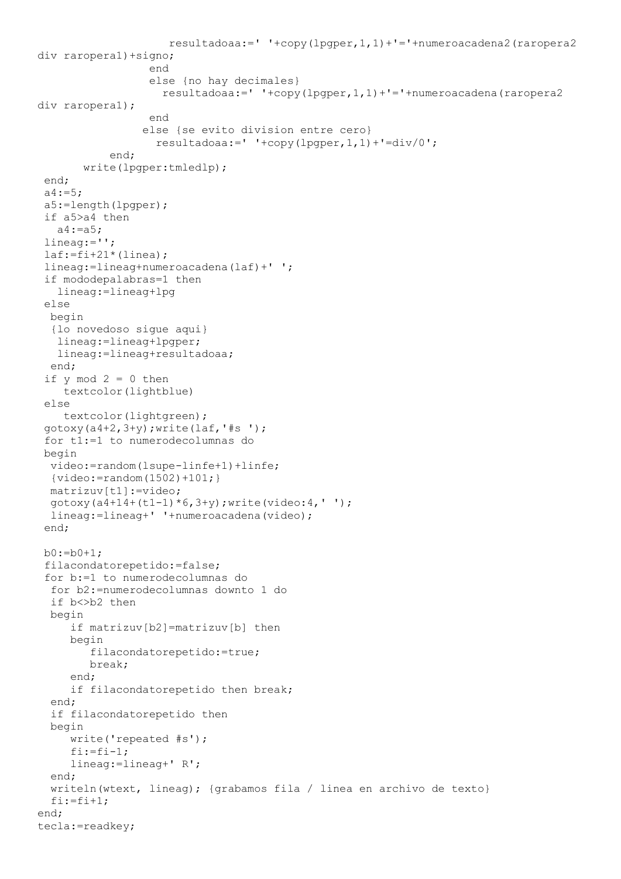```
                     resultadoaa:=' '+copy(lpgper,1,1)+'='+numeroacadena2(raropera2
div raropera1)+signo;
                  end
                  else {no hay decimales}
                    resultadoaa:=' '+copy(lpgper,1,1)+'='+numeroacadena(raropera2
div raropera1);
                  end
                 else {se evito division entre cero}
                   resultadoaa:=' '+copy(lpgper,1,1)+'=div/0';
            end;
        write(lpgper:tmledlp);
 end;
 a4:=5;
 a5:=length(lpgper);
 if a5>a4 then
   a4:=a5;
 lineag:='';
 laf:=fi+21*(linea);
 lineag:=lineag+numeroacadena(laf)+' ';
 if mododepalabras=1 then
   lineag:=lineag+lpg
 else
  begin
  {lo novedoso sigue aqui}
   lineag:=lineag+lpgper;
   lineag:=lineag+resultadoaa;
  end;
 if y mod 2 = 0 then
    textcolor(lightblue)
 else
    textcolor(lightgreen);
 gotoxy(a4+2,3+y);write(laf,'#s ');
 for t1:=1 to numerodecolumnas do
 begin
  video:=random(lsupe-linfe+1)+linfe;
  {video:=random(1502)+101;}
  matrizuv[t1]:=video;
  gotoxy(a4+14+(t1-1)*6,3+y);write(video:4,' ');
  lineag:=lineag+' '+numeroacadena(video);
 end;

 b0:=b0+1;
 filacondatorepetido:=false;
 for b:=1 to numerodecolumnas do
  for b2:=numerodecolumnas downto 1 do
  if b<>b2 then
  begin
     if matrizuv[b2]=matrizuv[b] then
     begin
        filacondatorepetido:=true;
        break;
     end;
     if filacondatorepetido then break;
  end;
  if filacondatorepetido then
  begin
     write('repeated #s');
     fi:=fi-1;
     lineag:=lineag+' R';
  end;
  writeln(wtext, lineag); {grabamos fila / linea en archivo de texto}
  fi:=fi+1;
end;
tecla:=readkey;
```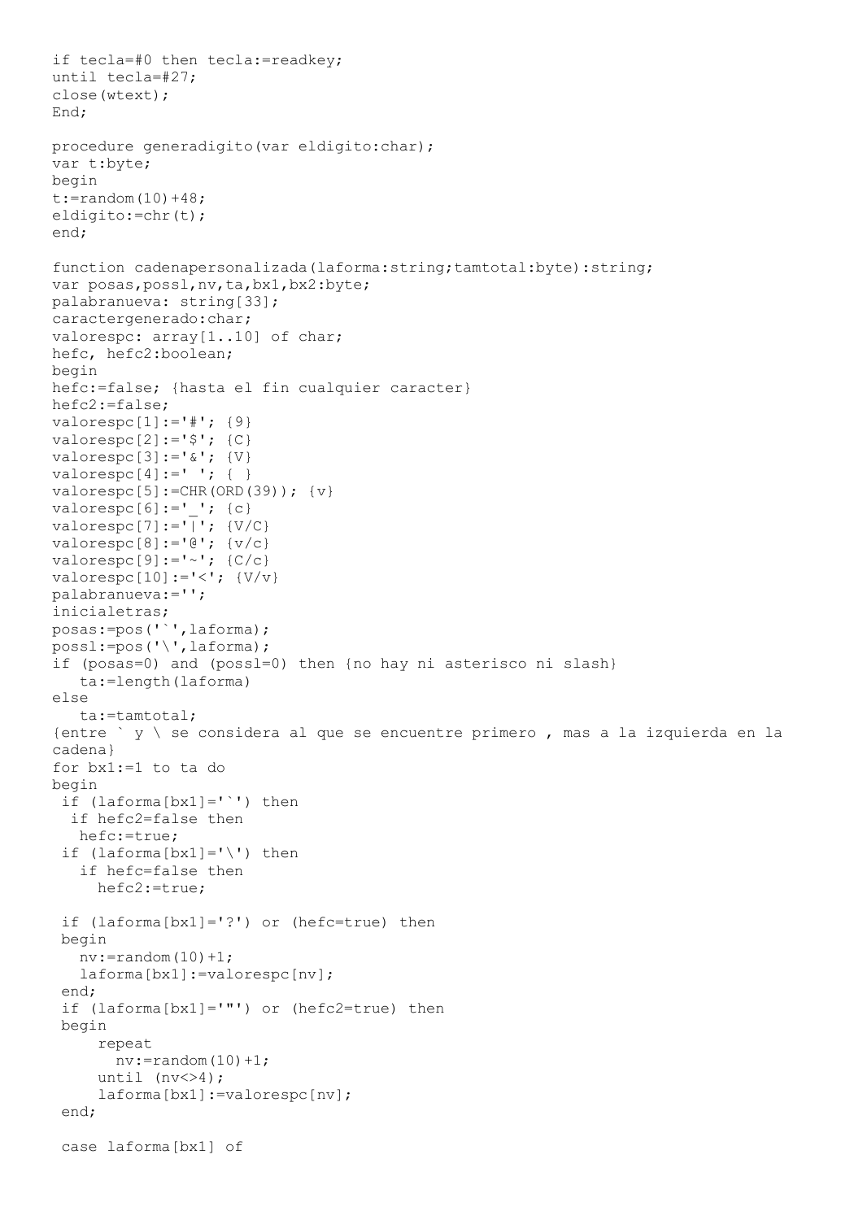```
if tecla=#0 then tecla:=readkey;
until tecla=#27;
close(wtext);
End;

procedure generadigito(var eldigito:char);
var t:byte;
begin
t:=random(10)+48;
eldigito:=chr(t);
end;

function cadenapersonalizada(laforma:string;tamtotal:byte):string;
var posas,possl,nv,ta,bx1,bx2:byte;
palabranueva: string[33];
caractergenerado:char;
valorespc: array[1..10] of char;
hefc, hefc2:boolean;
begin
hefc:=false; {hasta el fin cualquier caracter}
hefc2:=false;
valorespc[1]:='#'; {9}
valorespc[2]:='$'; {C}
valorespc[3]:='&'; {V}
valorespc[4]:=' '; { }
valorespc[5]:=CHR(ORD(39)); {v}
valorespc[6]:='_'; {c}
valorespc[7]:='|'; {V/C}
valorespc[8]:='@'; {v/c}
valorespc[9]:='~'; {C/c}
valorespc[10]:='<'; {V/v}
palabranueva:='';
inicialetras;
posas:=pos('`',laforma);
possl:=pos('\',laforma);
if (posas=0) and (possl=0) then {no hay ni asterisco ni slash}
   ta:=length(laforma)
else
   ta:=tamtotal;
{entre ` y \ se considera al que se encuentre primero , mas a la izquierda en la
cadena}
for bx1:=1 to ta do
begin
 if (laforma[bx1]='`') then
  if hefc2=false then
   hefc:=true;
 if (laforma[bx1]='\') then
   if hefc=false then
     hefc2:=true;

 if (laforma[bx1]='?') or (hefc=true) then
 begin
   nv:=random(10)+1;
   laforma[bx1]:=valorespc[nv];
 end;
 if (laforma[bx1]='"') or (hefc2=true) then
 begin
     repeat
       nv:=random(10)+1;
     until (nv<>4);
     laforma[bx1]:=valorespc[nv];
 end;

 case laforma[bx1] of
```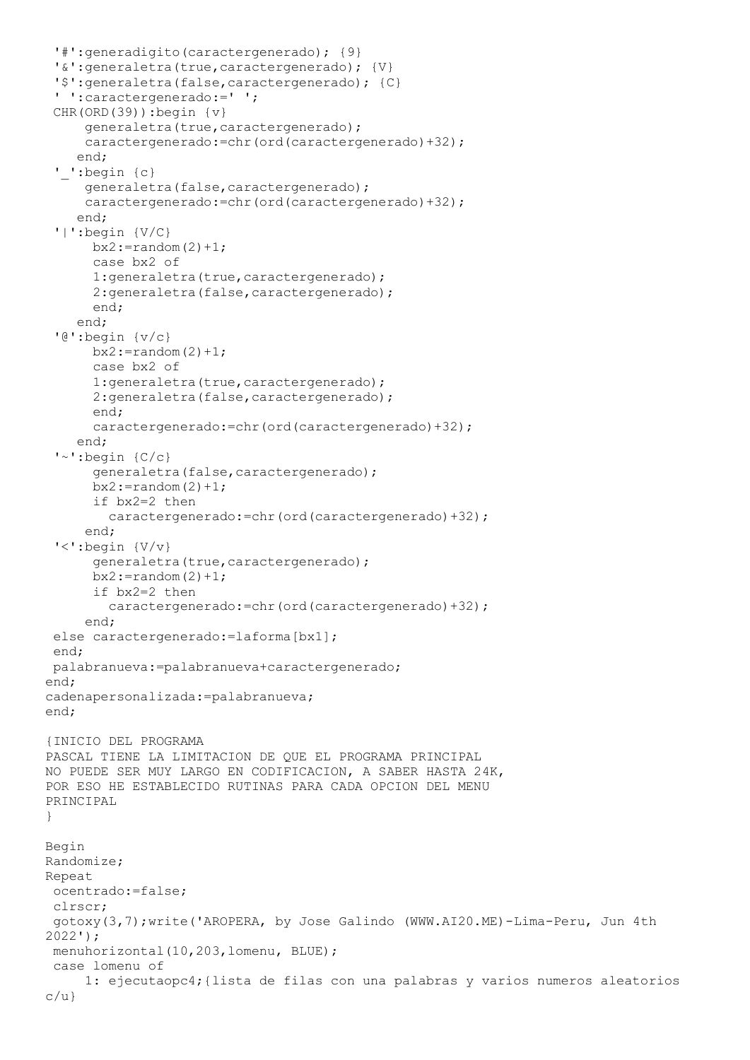```
 '#':generadigito(caractergenerado); {9}
 '&':generaletra(true,caractergenerado); {V}
 '$':generaletra(false,caractergenerado); {C}
 ' ':caractergenerado:=' ';
 CHR(ORD(39)):begin {v}
     generaletra(true,caractergenerado);
     caractergenerado:=chr(ord(caractergenerado)+32);
    end;
 '_':begin {c}
     generaletra(false,caractergenerado);
     caractergenerado:=chr(ord(caractergenerado)+32);
    end;
 '|':begin {V/C}
      bx2:=random(2)+1;
      case bx2 of
      1:generaletra(true,caractergenerado);
      2:generaletra(false,caractergenerado);
      end;
    end;
 '@':begin {v/c}
      bx2:=random(2)+1;
      case bx2 of
      1:generaletra(true,caractergenerado);
      2:generaletra(false,caractergenerado);
      end;
      caractergenerado:=chr(ord(caractergenerado)+32);
    end;
 '~':begin {C/c}
      generaletra(false,caractergenerado);
      bx2:=random(2)+1;
      if bx2=2 then
        caractergenerado:=chr(ord(caractergenerado)+32);
     end;
 '<':begin {V/v}
      generaletra(true,caractergenerado);
      bx2:=random(2)+1;
      if bx2=2 then
        caractergenerado:=chr(ord(caractergenerado)+32);
     end;
 else caractergenerado:=laforma[bx1];
 end;
 palabranueva:=palabranueva+caractergenerado;
end;
cadenapersonalizada:=palabranueva;
end;

{INICIO DEL PROGRAMA
PASCAL TIENE LA LIMITACION DE QUE EL PROGRAMA PRINCIPAL
NO PUEDE SER MUY LARGO EN CODIFICACION, A SABER HASTA 24K,
POR ESO HE ESTABLECIDO RUTINAS PARA CADA OPCION DEL MENU
PRINCIPAL
}

Begin
Randomize;
Repeat
 ocentrado:=false;
 clrscr;
 gotoxy(3,7);write('AROPERA, by Jose Galindo (WWW.AI20.ME)-Lima-Peru, Jun 4th 2022');
 menuhorizontal(10,203,lomenu, BLUE);
 case lomenu of
     1: ejecutaopc4;{lista de filas con una palabras y varios numeros aleatorios c/u}
```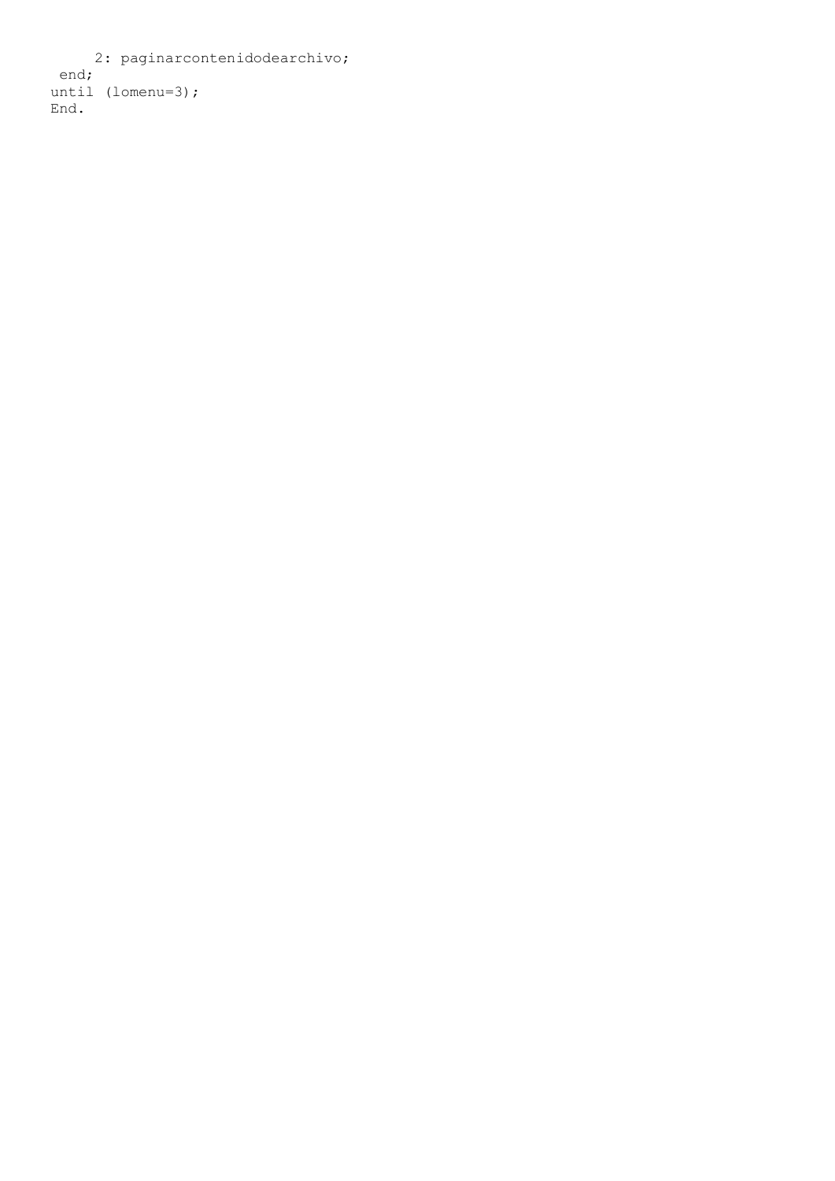```
     2: paginarcontenidodearchivo;
 end;
until (lomenu=3);
End.
```